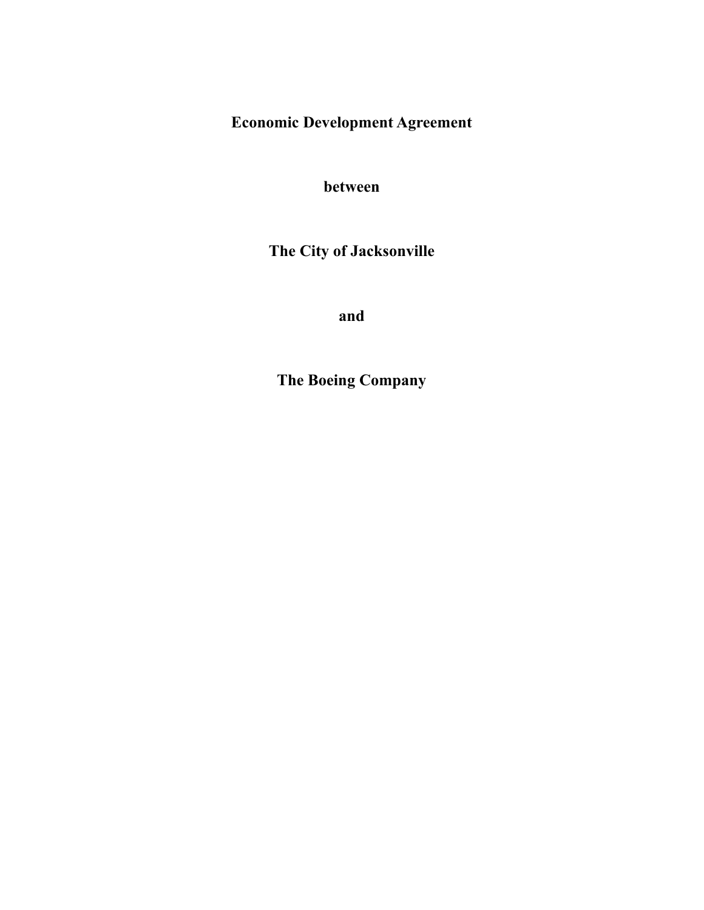# Economic Development Agreement

**between**

**The City of Jacksonville**

**and**

**The Boeing Company**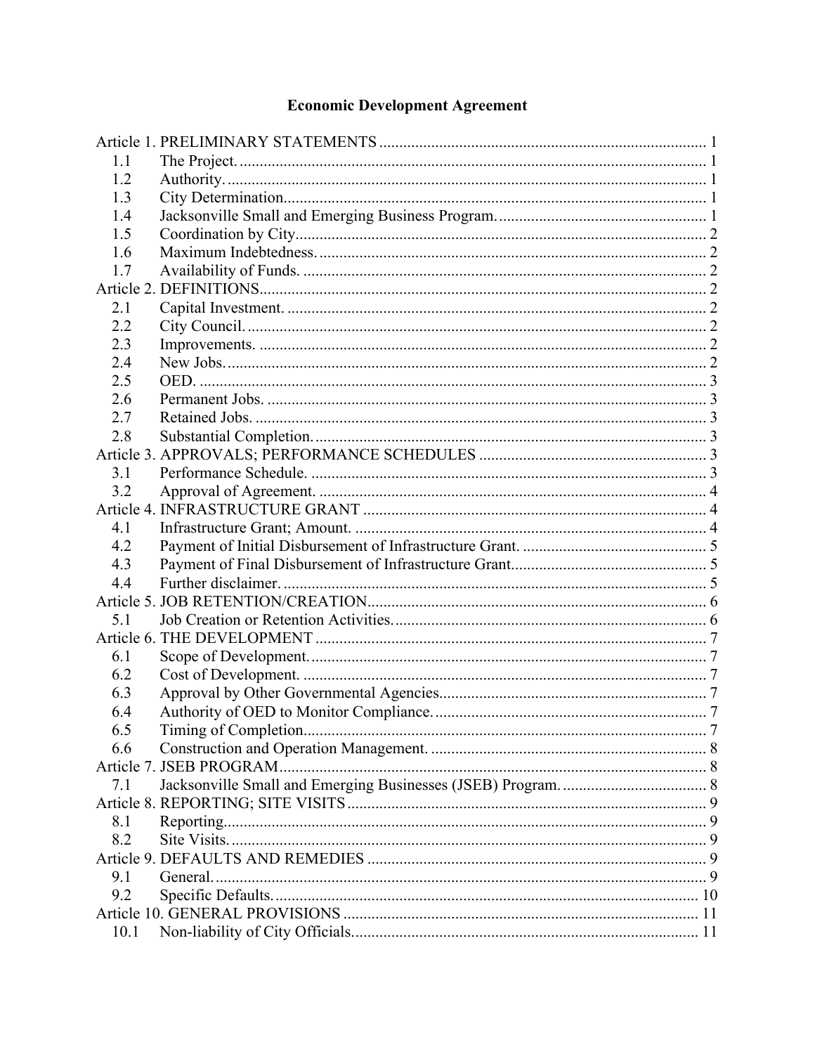# Economic Development Agreement

| | | |
|---|---|---|
| Article 1. PRELIMINARY STATEMENTS | | 1 |
| 1.1 | The Project. | 1 |
| 1.2 | Authority. | 1 |
| 1.3 | City Determination. | 1 |
| 1.4 | Jacksonville Small and Emerging Business Program. | 1 |
| 1.5 | Coordination by City. | 2 |
| 1.6 | Maximum Indebtedness. | 2 |
| 1.7 | Availability of Funds. | 2 |
| Article 2. DEFINITIONS | | 2 |
| 2.1 | Capital Investment. | 2 |
| 2.2 | City Council. | 2 |
| 2.3 | Improvements. | 2 |
| 2.4 | New Jobs. | 2 |
| 2.5 | OED. | 3 |
| 2.6 | Permanent Jobs. | 3 |
| 2.7 | Retained Jobs. | 3 |
| 2.8 | Substantial Completion. | 3 |
| Article 3. APPROVALS; PERFORMANCE SCHEDULES | | 3 |
| 3.1 | Performance Schedule. | 3 |
| 3.2 | Approval of Agreement. | 4 |
| Article 4. INFRASTRUCTURE GRANT | | 4 |
| 4.1 | Infrastructure Grant; Amount. | 4 |
| 4.2 | Payment of Initial Disbursement of Infrastructure Grant. | 5 |
| 4.3 | Payment of Final Disbursement of Infrastructure Grant. | 5 |
| 4.4 | Further disclaimer. | 5 |
| Article 5. JOB RETENTION/CREATION | | 6 |
| 5.1 | Job Creation or Retention Activities. | 6 |
| Article 6. THE DEVELOPMENT | | 7 |
| 6.1 | Scope of Development. | 7 |
| 6.2 | Cost of Development. | 7 |
| 6.3 | Approval by Other Governmental Agencies. | 7 |
| 6.4 | Authority of OED to Monitor Compliance. | 7 |
| 6.5 | Timing of Completion. | 7 |
| 6.6 | Construction and Operation Management. | 8 |
| Article 7. JSEB PROGRAM | | 8 |
| 7.1 | Jacksonville Small and Emerging Businesses (JSEB) Program. | 8 |
| Article 8. REPORTING; SITE VISITS | | 9 |
| 8.1 | Reporting. | 9 |
| 8.2 | Site Visits. | 9 |
| Article 9. DEFAULTS AND REMEDIES | | 9 |
| 9.1 | General. | 9 |
| 9.2 | Specific Defaults. | 10 |
| Article 10. GENERAL PROVISIONS | | 11 |
| 10.1 | Non-liability of City Officials. | 11 |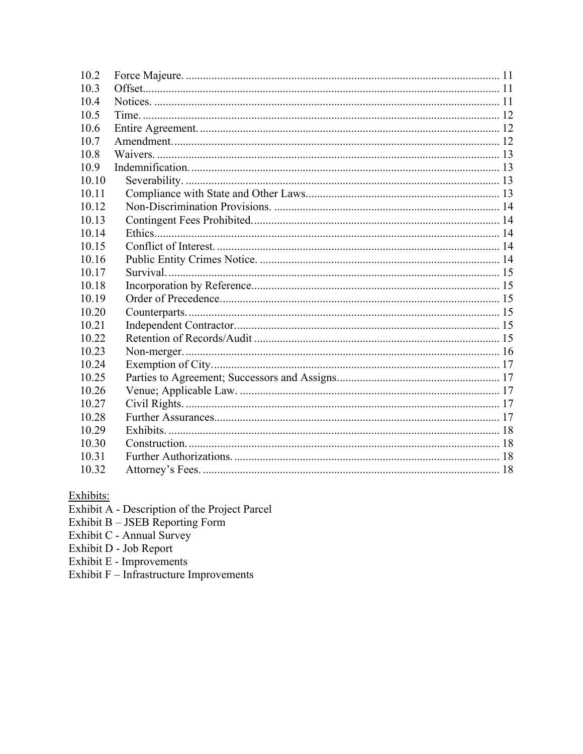| | | |
|---|---|---|
| 10.2 | Force Majeure. | 11 |
| 10.3 | Offset. | 11 |
| 10.4 | Notices. | 11 |
| 10.5 | Time. | 12 |
| 10.6 | Entire Agreement. | 12 |
| 10.7 | Amendment. | 12 |
| 10.8 | Waivers. | 13 |
| 10.9 | Indemnification. | 13 |
| 10.10 | Severability. | 13 |
| 10.11 | Compliance with State and Other Laws. | 13 |
| 10.12 | Non-Discrimination Provisions. | 14 |
| 10.13 | Contingent Fees Prohibited. | 14 |
| 10.14 | Ethics. | 14 |
| 10.15 | Conflict of Interest. | 14 |
| 10.16 | Public Entity Crimes Notice. | 14 |
| 10.17 | Survival. | 15 |
| 10.18 | Incorporation by Reference. | 15 |
| 10.19 | Order of Precedence. | 15 |
| 10.20 | Counterparts. | 15 |
| 10.21 | Independent Contractor. | 15 |
| 10.22 | Retention of Records/Audit | 15 |
| 10.23 | Non-merger. | 16 |
| 10.24 | Exemption of City. | 17 |
| 10.25 | Parties to Agreement; Successors and Assigns. | 17 |
| 10.26 | Venue; Applicable Law. | 17 |
| 10.27 | Civil Rights. | 17 |
| 10.28 | Further Assurances. | 17 |
| 10.29 | Exhibits. | 18 |
| 10.30 | Construction. | 18 |
| 10.31 | Further Authorizations. | 18 |
| 10.32 | Attorney's Fees. | 18 |

Exhibits:

Exhibit A - Description of the Project Parcel
Exhibit B – JSEB Reporting Form
Exhibit C - Annual Survey
Exhibit D - Job Report
Exhibit E - Improvements
Exhibit F – Infrastructure Improvements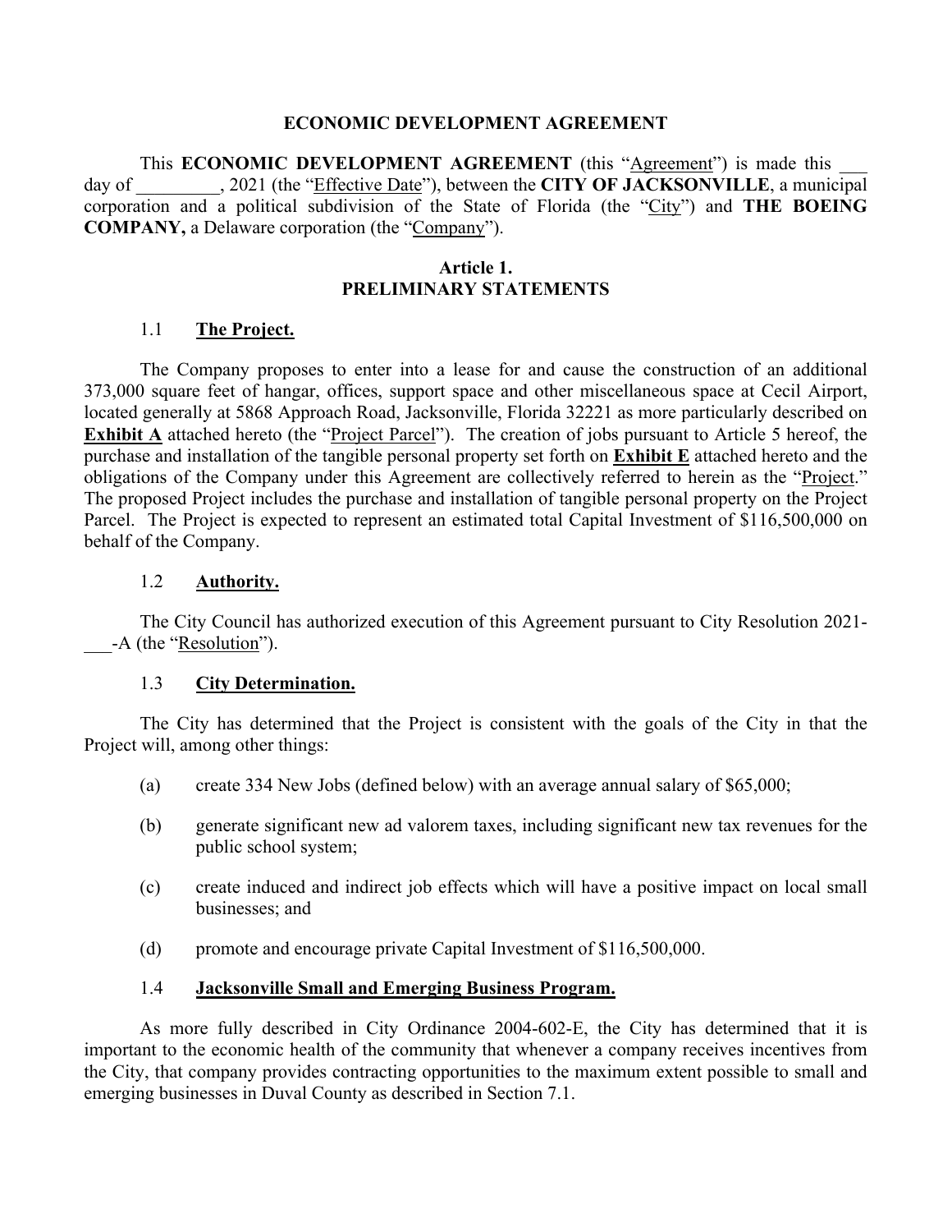**ECONOMIC DEVELOPMENT AGREEMENT**

This **ECONOMIC DEVELOPMENT AGREEMENT** (this "Agreement") is made this ___ day of _________, 2021 (the "Effective Date"), between the **CITY OF JACKSONVILLE**, a municipal corporation and a political subdivision of the State of Florida (the "City") and **THE BOEING COMPANY,** a Delaware corporation (the "Company").

## Article 1.
## PRELIMINARY STATEMENTS

### 1.1 The Project.

The Company proposes to enter into a lease for and cause the construction of an additional 373,000 square feet of hangar, offices, support space and other miscellaneous space at Cecil Airport, located generally at 5868 Approach Road, Jacksonville, Florida 32221 as more particularly described on **Exhibit A** attached hereto (the "Project Parcel"). The creation of jobs pursuant to Article 5 hereof, the purchase and installation of the tangible personal property set forth on **Exhibit E** attached hereto and the obligations of the Company under this Agreement are collectively referred to herein as the "Project." The proposed Project includes the purchase and installation of tangible personal property on the Project Parcel. The Project is expected to represent an estimated total Capital Investment of $116,500,000 on behalf of the Company.

### 1.2 Authority.

The City Council has authorized execution of this Agreement pursuant to City Resolution 2021-___-A (the "Resolution").

### 1.3 City Determination.

The City has determined that the Project is consistent with the goals of the City in that the Project will, among other things:

(a) create 334 New Jobs (defined below) with an average annual salary of $65,000;

(b) generate significant new ad valorem taxes, including significant new tax revenues for the public school system;

(c) create induced and indirect job effects which will have a positive impact on local small businesses; and

(d) promote and encourage private Capital Investment of $116,500,000.

### 1.4 Jacksonville Small and Emerging Business Program.

As more fully described in City Ordinance 2004-602-E, the City has determined that it is important to the economic health of the community that whenever a company receives incentives from the City, that company provides contracting opportunities to the maximum extent possible to small and emerging businesses in Duval County as described in Section 7.1.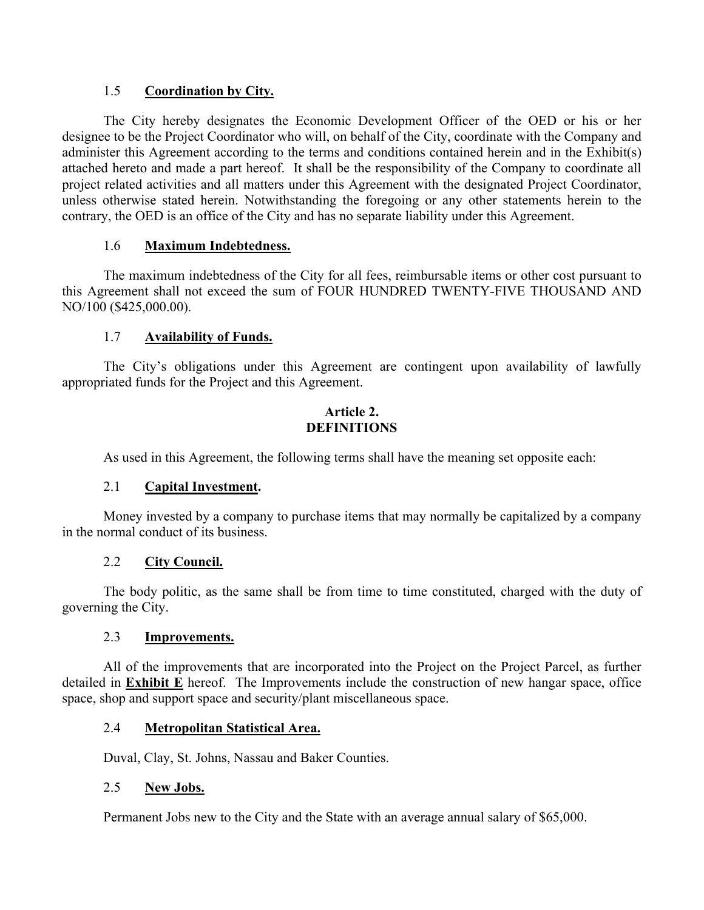1.5 **Coordination by City.**

The City hereby designates the Economic Development Officer of the OED or his or her designee to be the Project Coordinator who will, on behalf of the City, coordinate with the Company and administer this Agreement according to the terms and conditions contained herein and in the Exhibit(s) attached hereto and made a part hereof. It shall be the responsibility of the Company to coordinate all project related activities and all matters under this Agreement with the designated Project Coordinator, unless otherwise stated herein. Notwithstanding the foregoing or any other statements herein to the contrary, the OED is an office of the City and has no separate liability under this Agreement.

1.6 **Maximum Indebtedness.**

The maximum indebtedness of the City for all fees, reimbursable items or other cost pursuant to this Agreement shall not exceed the sum of FOUR HUNDRED TWENTY-FIVE THOUSAND AND NO/100 ($425,000.00).

1.7 **Availability of Funds.**

The City's obligations under this Agreement are contingent upon availability of lawfully appropriated funds for the Project and this Agreement.

## Article 2.
## DEFINITIONS

As used in this Agreement, the following terms shall have the meaning set opposite each:

2.1 **Capital Investment.**

Money invested by a company to purchase items that may normally be capitalized by a company in the normal conduct of its business.

2.2 **City Council.**

The body politic, as the same shall be from time to time constituted, charged with the duty of governing the City.

2.3 **Improvements.**

All of the improvements that are incorporated into the Project on the Project Parcel, as further detailed in **Exhibit E** hereof. The Improvements include the construction of new hangar space, office space, shop and support space and security/plant miscellaneous space.

2.4 **Metropolitan Statistical Area.**

Duval, Clay, St. Johns, Nassau and Baker Counties.

2.5 **New Jobs.**

Permanent Jobs new to the City and the State with an average annual salary of $65,000.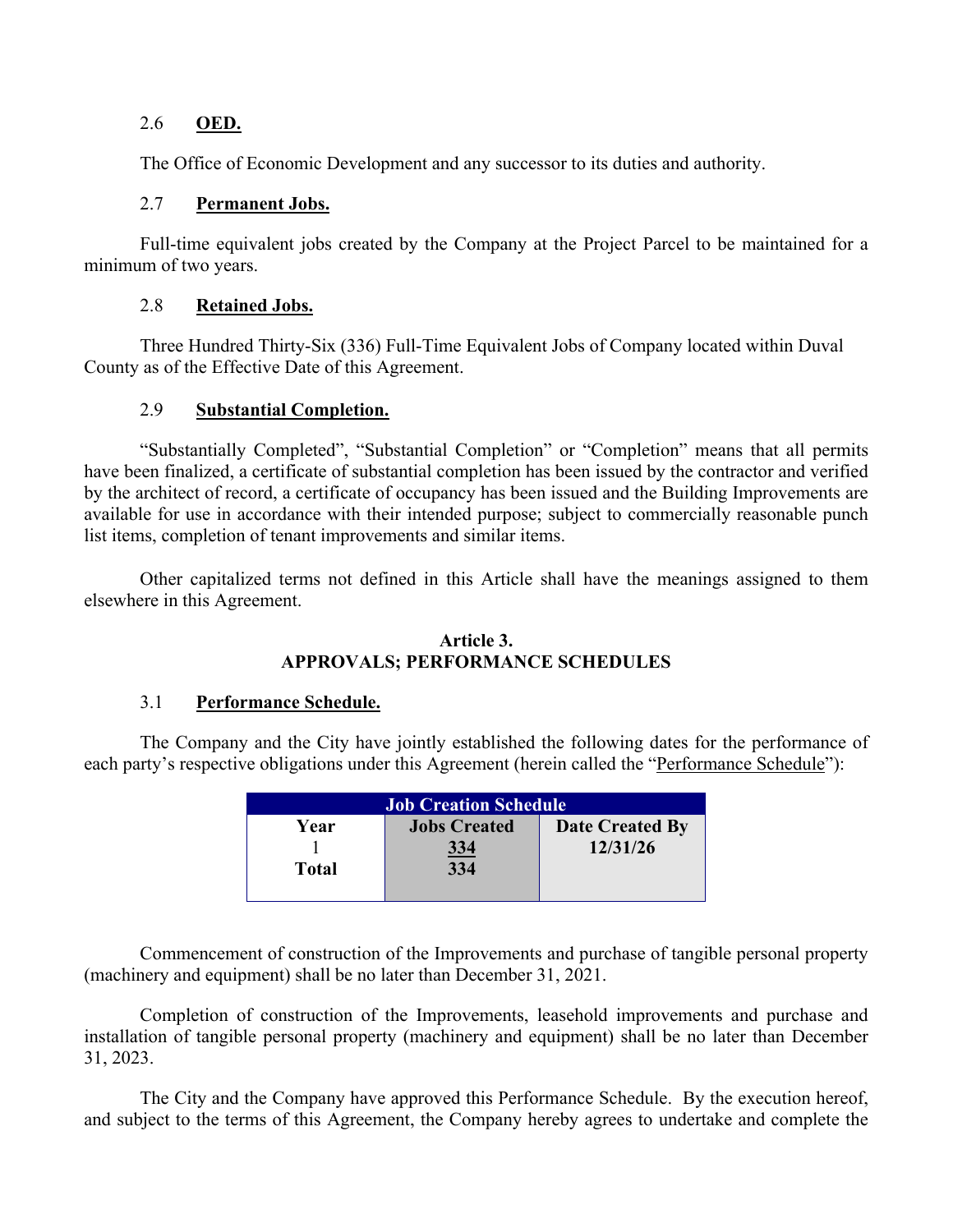### 2.6 **OED.**

The Office of Economic Development and any successor to its duties and authority.

### 2.7 **Permanent Jobs.**

Full-time equivalent jobs created by the Company at the Project Parcel to be maintained for a minimum of two years.

### 2.8 **Retained Jobs.**

Three Hundred Thirty-Six (336) Full-Time Equivalent Jobs of Company located within Duval County as of the Effective Date of this Agreement.

### 2.9 **Substantial Completion.**

"Substantially Completed", "Substantial Completion" or "Completion" means that all permits have been finalized, a certificate of substantial completion has been issued by the contractor and verified by the architect of record, a certificate of occupancy has been issued and the Building Improvements are available for use in accordance with their intended purpose; subject to commercially reasonable punch list items, completion of tenant improvements and similar items.

Other capitalized terms not defined in this Article shall have the meanings assigned to them elsewhere in this Agreement.

## Article 3.
## APPROVALS; PERFORMANCE SCHEDULES

### 3.1 **Performance Schedule.**

The Company and the City have jointly established the following dates for the performance of each party's respective obligations under this Agreement (herein called the "Performance Schedule"):

| Job Creation Schedule | | |
|---|---|---|
| **Year** | **Jobs Created** | **Date Created By** |
| 1 | **334** | **12/31/26** |
| **Total** | **334** | |

Commencement of construction of the Improvements and purchase of tangible personal property (machinery and equipment) shall be no later than December 31, 2021.

Completion of construction of the Improvements, leasehold improvements and purchase and installation of tangible personal property (machinery and equipment) shall be no later than December 31, 2023.

The City and the Company have approved this Performance Schedule. By the execution hereof, and subject to the terms of this Agreement, the Company hereby agrees to undertake and complete the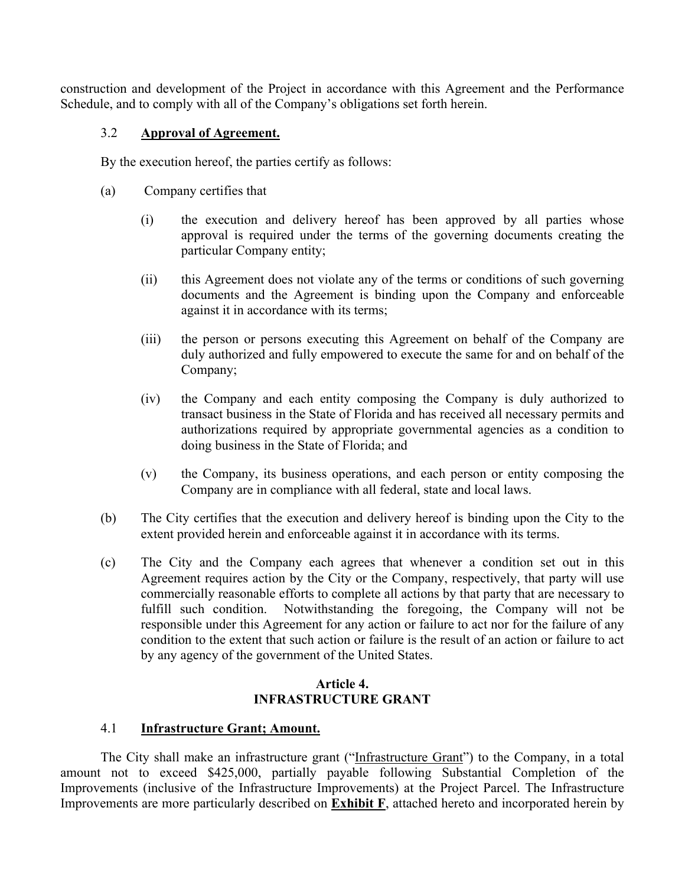construction and development of the Project in accordance with this Agreement and the Performance Schedule, and to comply with all of the Company's obligations set forth herein.

3.2 **<u>Approval of Agreement.</u>**

By the execution hereof, the parties certify as follows:

(a) Company certifies that

(i) the execution and delivery hereof has been approved by all parties whose approval is required under the terms of the governing documents creating the particular Company entity;

(ii) this Agreement does not violate any of the terms or conditions of such governing documents and the Agreement is binding upon the Company and enforceable against it in accordance with its terms;

(iii) the person or persons executing this Agreement on behalf of the Company are duly authorized and fully empowered to execute the same for and on behalf of the Company;

(iv) the Company and each entity composing the Company is duly authorized to transact business in the State of Florida and has received all necessary permits and authorizations required by appropriate governmental agencies as a condition to doing business in the State of Florida; and

(v) the Company, its business operations, and each person or entity composing the Company are in compliance with all federal, state and local laws.

(b) The City certifies that the execution and delivery hereof is binding upon the City to the extent provided herein and enforceable against it in accordance with its terms.

(c) The City and the Company each agrees that whenever a condition set out in this Agreement requires action by the City or the Company, respectively, that party will use commercially reasonable efforts to complete all actions by that party that are necessary to fulfill such condition. Notwithstanding the foregoing, the Company will not be responsible under this Agreement for any action or failure to act nor for the failure of any condition to the extent that such action or failure is the result of an action or failure to act by any agency of the government of the United States.

## Article 4.
## INFRASTRUCTURE GRANT

4.1 **<u>Infrastructure Grant; Amount.</u>**

The City shall make an infrastructure grant ("<u>Infrastructure Grant</u>") to the Company, in a total amount not to exceed $425,000, partially payable following Substantial Completion of the Improvements (inclusive of the Infrastructure Improvements) at the Project Parcel. The Infrastructure Improvements are more particularly described on **<u>Exhibit F</u>**, attached hereto and incorporated herein by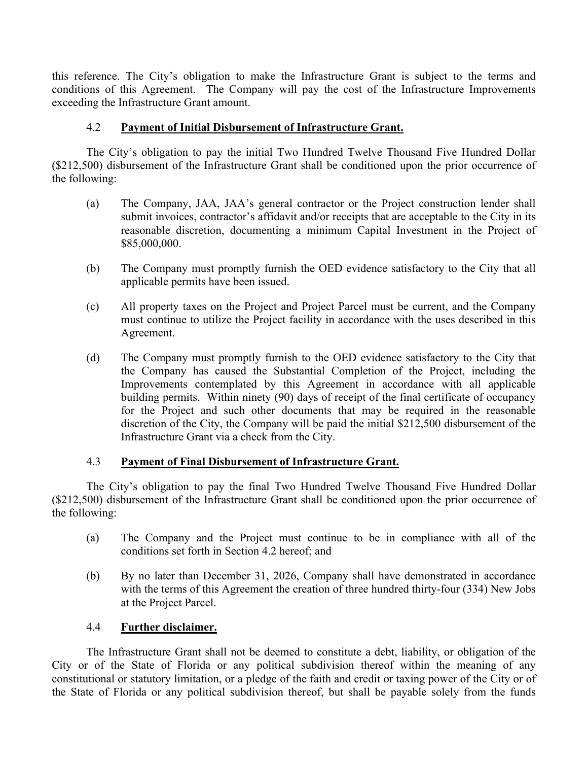this reference. The City's obligation to make the Infrastructure Grant is subject to the terms and conditions of this Agreement. The Company will pay the cost of the Infrastructure Improvements exceeding the Infrastructure Grant amount.

4.2 **Payment of Initial Disbursement of Infrastructure Grant.**

The City's obligation to pay the initial Two Hundred Twelve Thousand Five Hundred Dollar ($212,500) disbursement of the Infrastructure Grant shall be conditioned upon the prior occurrence of the following:

(a) The Company, JAA, JAA's general contractor or the Project construction lender shall submit invoices, contractor's affidavit and/or receipts that are acceptable to the City in its reasonable discretion, documenting a minimum Capital Investment in the Project of $85,000,000.

(b) The Company must promptly furnish the OED evidence satisfactory to the City that all applicable permits have been issued.

(c) All property taxes on the Project and Project Parcel must be current, and the Company must continue to utilize the Project facility in accordance with the uses described in this Agreement.

(d) The Company must promptly furnish to the OED evidence satisfactory to the City that the Company has caused the Substantial Completion of the Project, including the Improvements contemplated by this Agreement in accordance with all applicable building permits. Within ninety (90) days of receipt of the final certificate of occupancy for the Project and such other documents that may be required in the reasonable discretion of the City, the Company will be paid the initial $212,500 disbursement of the Infrastructure Grant via a check from the City.

4.3 **Payment of Final Disbursement of Infrastructure Grant.**

The City's obligation to pay the final Two Hundred Twelve Thousand Five Hundred Dollar ($212,500) disbursement of the Infrastructure Grant shall be conditioned upon the prior occurrence of the following:

(a) The Company and the Project must continue to be in compliance with all of the conditions set forth in Section 4.2 hereof; and

(b) By no later than December 31, 2026, Company shall have demonstrated in accordance with the terms of this Agreement the creation of three hundred thirty-four (334) New Jobs at the Project Parcel.

4.4 **Further disclaimer.**

The Infrastructure Grant shall not be deemed to constitute a debt, liability, or obligation of the City or of the State of Florida or any political subdivision thereof within the meaning of any constitutional or statutory limitation, or a pledge of the faith and credit or taxing power of the City or of the State of Florida or any political subdivision thereof, but shall be payable solely from the funds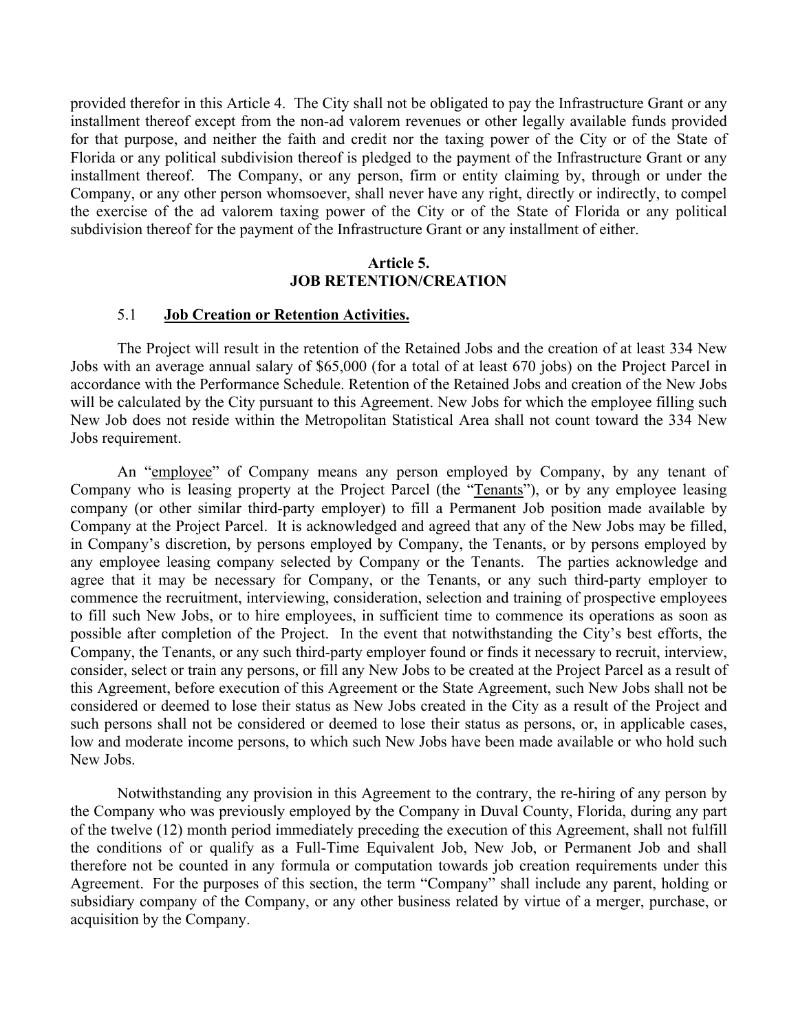provided therefor in this Article 4. The City shall not be obligated to pay the Infrastructure Grant or any installment thereof except from the non-ad valorem revenues or other legally available funds provided for that purpose, and neither the faith and credit nor the taxing power of the City or of the State of Florida or any political subdivision thereof is pledged to the payment of the Infrastructure Grant or any installment thereof. The Company, or any person, firm or entity claiming by, through or under the Company, or any other person whomsoever, shall never have any right, directly or indirectly, to compel the exercise of the ad valorem taxing power of the City or of the State of Florida or any political subdivision thereof for the payment of the Infrastructure Grant or any installment of either.

## Article 5.
## JOB RETENTION/CREATION

### 5.1 Job Creation or Retention Activities.

The Project will result in the retention of the Retained Jobs and the creation of at least 334 New Jobs with an average annual salary of $65,000 (for a total of at least 670 jobs) on the Project Parcel in accordance with the Performance Schedule. Retention of the Retained Jobs and creation of the New Jobs will be calculated by the City pursuant to this Agreement. New Jobs for which the employee filling such New Job does not reside within the Metropolitan Statistical Area shall not count toward the 334 New Jobs requirement.

An "employee" of Company means any person employed by Company, by any tenant of Company who is leasing property at the Project Parcel (the "Tenants"), or by any employee leasing company (or other similar third-party employer) to fill a Permanent Job position made available by Company at the Project Parcel. It is acknowledged and agreed that any of the New Jobs may be filled, in Company's discretion, by persons employed by Company, the Tenants, or by persons employed by any employee leasing company selected by Company or the Tenants. The parties acknowledge and agree that it may be necessary for Company, or the Tenants, or any such third-party employer to commence the recruitment, interviewing, consideration, selection and training of prospective employees to fill such New Jobs, or to hire employees, in sufficient time to commence its operations as soon as possible after completion of the Project. In the event that notwithstanding the City's best efforts, the Company, the Tenants, or any such third-party employer found or finds it necessary to recruit, interview, consider, select or train any persons, or fill any New Jobs to be created at the Project Parcel as a result of this Agreement, before execution of this Agreement or the State Agreement, such New Jobs shall not be considered or deemed to lose their status as New Jobs created in the City as a result of the Project and such persons shall not be considered or deemed to lose their status as persons, or, in applicable cases, low and moderate income persons, to which such New Jobs have been made available or who hold such New Jobs.

Notwithstanding any provision in this Agreement to the contrary, the re-hiring of any person by the Company who was previously employed by the Company in Duval County, Florida, during any part of the twelve (12) month period immediately preceding the execution of this Agreement, shall not fulfill the conditions of or qualify as a Full-Time Equivalent Job, New Job, or Permanent Job and shall therefore not be counted in any formula or computation towards job creation requirements under this Agreement. For the purposes of this section, the term "Company" shall include any parent, holding or subsidiary company of the Company, or any other business related by virtue of a merger, purchase, or acquisition by the Company.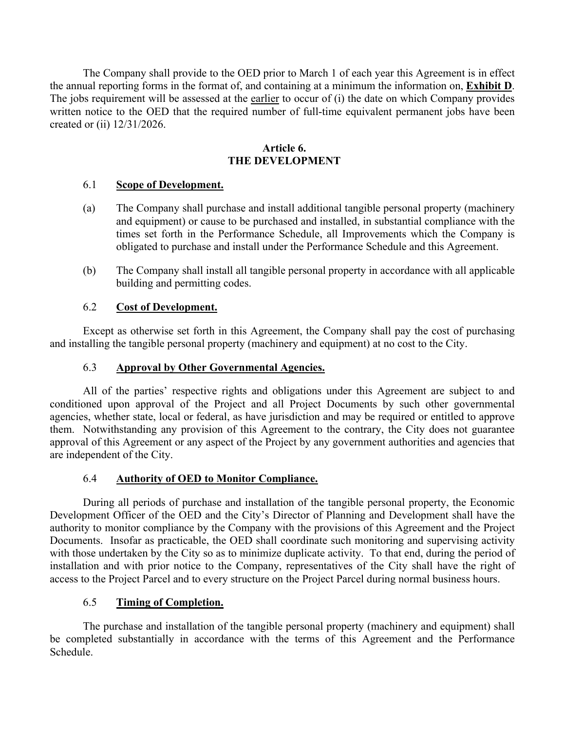The Company shall provide to the OED prior to March 1 of each year this Agreement is in effect the annual reporting forms in the format of, and containing at a minimum the information on, **Exhibit D**. The jobs requirement will be assessed at the earlier to occur of (i) the date on which Company provides written notice to the OED that the required number of full-time equivalent permanent jobs have been created or (ii) 12/31/2026.

## Article 6.
## THE DEVELOPMENT

### 6.1 **Scope of Development.**

(a) The Company shall purchase and install additional tangible personal property (machinery and equipment) or cause to be purchased and installed, in substantial compliance with the times set forth in the Performance Schedule, all Improvements which the Company is obligated to purchase and install under the Performance Schedule and this Agreement.

(b) The Company shall install all tangible personal property in accordance with all applicable building and permitting codes.

### 6.2 **Cost of Development.**

Except as otherwise set forth in this Agreement, the Company shall pay the cost of purchasing and installing the tangible personal property (machinery and equipment) at no cost to the City.

### 6.3 **Approval by Other Governmental Agencies.**

All of the parties' respective rights and obligations under this Agreement are subject to and conditioned upon approval of the Project and all Project Documents by such other governmental agencies, whether state, local or federal, as have jurisdiction and may be required or entitled to approve them. Notwithstanding any provision of this Agreement to the contrary, the City does not guarantee approval of this Agreement or any aspect of the Project by any government authorities and agencies that are independent of the City.

### 6.4 **Authority of OED to Monitor Compliance.**

During all periods of purchase and installation of the tangible personal property, the Economic Development Officer of the OED and the City's Director of Planning and Development shall have the authority to monitor compliance by the Company with the provisions of this Agreement and the Project Documents. Insofar as practicable, the OED shall coordinate such monitoring and supervising activity with those undertaken by the City so as to minimize duplicate activity. To that end, during the period of installation and with prior notice to the Company, representatives of the City shall have the right of access to the Project Parcel and to every structure on the Project Parcel during normal business hours.

### 6.5 **Timing of Completion.**

The purchase and installation of the tangible personal property (machinery and equipment) shall be completed substantially in accordance with the terms of this Agreement and the Performance Schedule.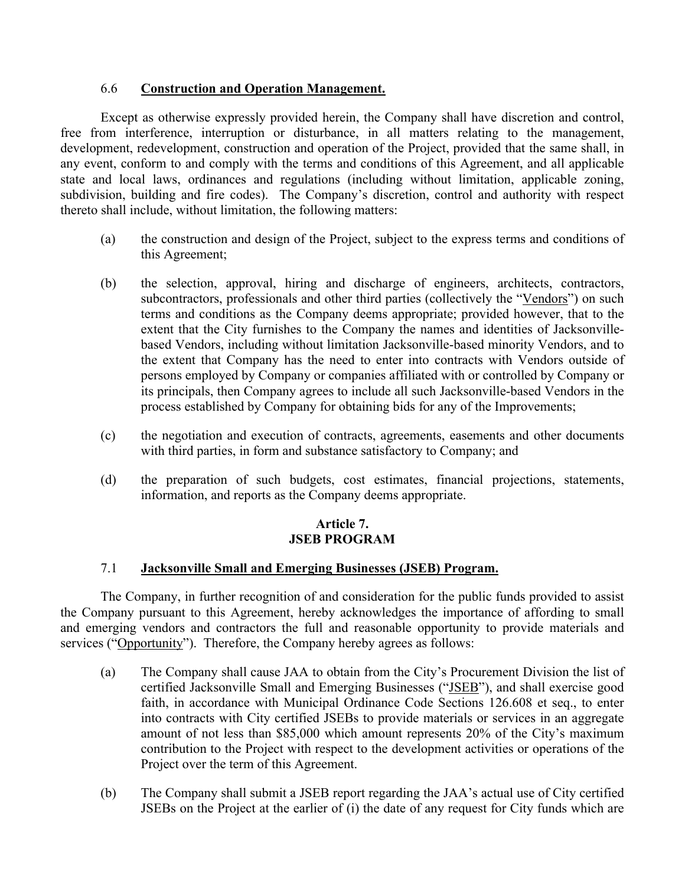6.6 **<u>Construction and Operation Management.</u>**

Except as otherwise expressly provided herein, the Company shall have discretion and control, free from interference, interruption or disturbance, in all matters relating to the management, development, redevelopment, construction and operation of the Project, provided that the same shall, in any event, conform to and comply with the terms and conditions of this Agreement, and all applicable state and local laws, ordinances and regulations (including without limitation, applicable zoning, subdivision, building and fire codes). The Company's discretion, control and authority with respect thereto shall include, without limitation, the following matters:

(a) the construction and design of the Project, subject to the express terms and conditions of this Agreement;

(b) the selection, approval, hiring and discharge of engineers, architects, contractors, subcontractors, professionals and other third parties (collectively the "<u>Vendors</u>") on such terms and conditions as the Company deems appropriate; provided however, that to the extent that the City furnishes to the Company the names and identities of Jacksonville-based Vendors, including without limitation Jacksonville-based minority Vendors, and to the extent that Company has the need to enter into contracts with Vendors outside of persons employed by Company or companies affiliated with or controlled by Company or its principals, then Company agrees to include all such Jacksonville-based Vendors in the process established by Company for obtaining bids for any of the Improvements;

(c) the negotiation and execution of contracts, agreements, easements and other documents with third parties, in form and substance satisfactory to Company; and

(d) the preparation of such budgets, cost estimates, financial projections, statements, information, and reports as the Company deems appropriate.

## Article 7.
## JSEB PROGRAM

7.1 **<u>Jacksonville Small and Emerging Businesses (JSEB) Program.</u>**

The Company, in further recognition of and consideration for the public funds provided to assist the Company pursuant to this Agreement, hereby acknowledges the importance of affording to small and emerging vendors and contractors the full and reasonable opportunity to provide materials and services ("<u>Opportunity</u>"). Therefore, the Company hereby agrees as follows:

(a) The Company shall cause JAA to obtain from the City's Procurement Division the list of certified Jacksonville Small and Emerging Businesses ("<u>JSEB</u>"), and shall exercise good faith, in accordance with Municipal Ordinance Code Sections 126.608 et seq., to enter into contracts with City certified JSEBs to provide materials or services in an aggregate amount of not less than $85,000 which amount represents 20% of the City's maximum contribution to the Project with respect to the development activities or operations of the Project over the term of this Agreement.

(b) The Company shall submit a JSEB report regarding the JAA's actual use of City certified JSEBs on the Project at the earlier of (i) the date of any request for City funds which are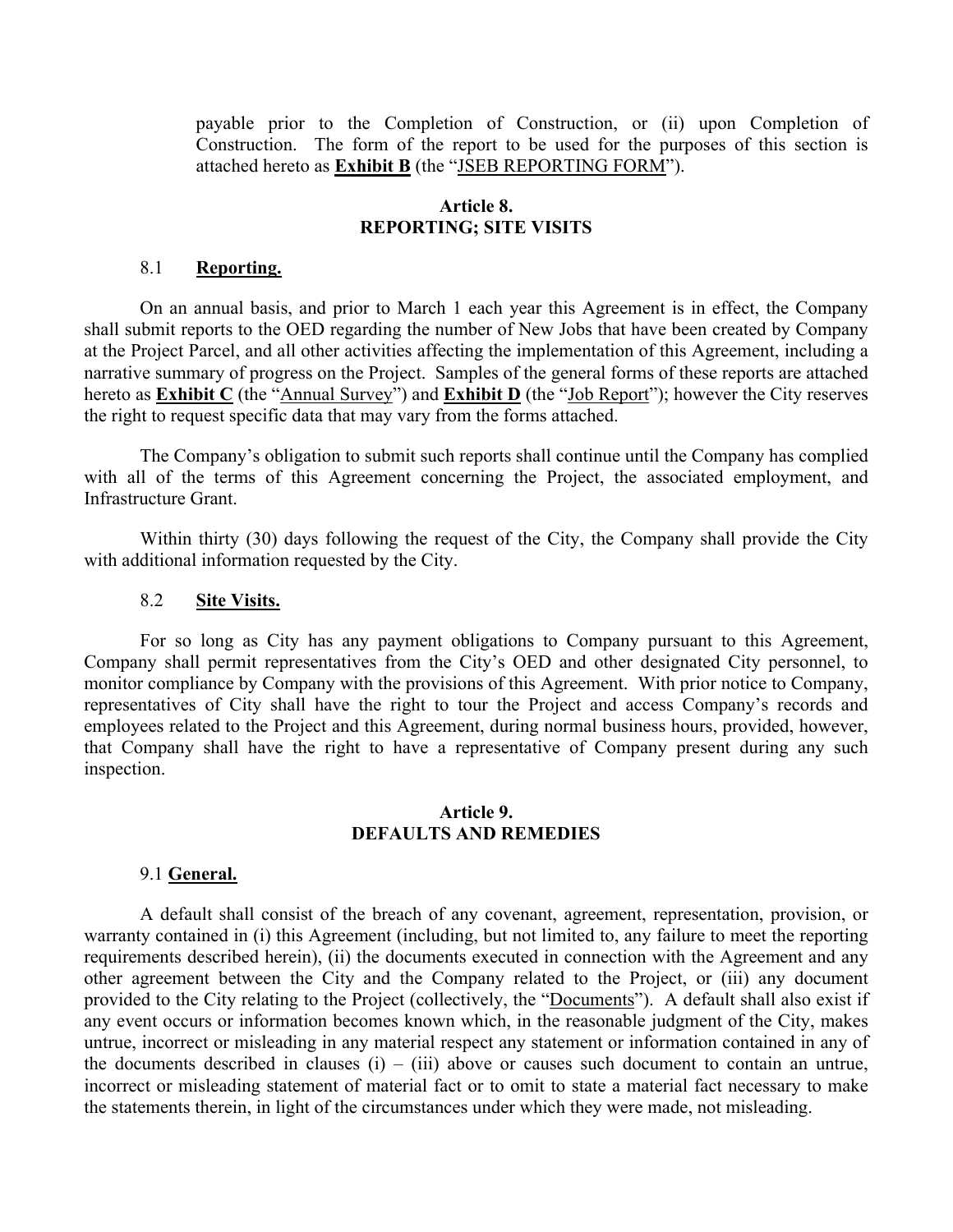payable prior to the Completion of Construction, or (ii) upon Completion of Construction. The form of the report to be used for the purposes of this section is attached hereto as **Exhibit B** (the "JSEB REPORTING FORM").

## Article 8.
## REPORTING; SITE VISITS

### 8.1 **Reporting.**

On an annual basis, and prior to March 1 each year this Agreement is in effect, the Company shall submit reports to the OED regarding the number of New Jobs that have been created by Company at the Project Parcel, and all other activities affecting the implementation of this Agreement, including a narrative summary of progress on the Project. Samples of the general forms of these reports are attached hereto as **Exhibit C** (the "Annual Survey") and **Exhibit D** (the "Job Report"); however the City reserves the right to request specific data that may vary from the forms attached.

The Company's obligation to submit such reports shall continue until the Company has complied with all of the terms of this Agreement concerning the Project, the associated employment, and Infrastructure Grant.

Within thirty (30) days following the request of the City, the Company shall provide the City with additional information requested by the City.

### 8.2 **Site Visits.**

For so long as City has any payment obligations to Company pursuant to this Agreement, Company shall permit representatives from the City's OED and other designated City personnel, to monitor compliance by Company with the provisions of this Agreement. With prior notice to Company, representatives of City shall have the right to tour the Project and access Company's records and employees related to the Project and this Agreement, during normal business hours, provided, however, that Company shall have the right to have a representative of Company present during any such inspection.

## Article 9.
## DEFAULTS AND REMEDIES

### 9.1 **General.**

A default shall consist of the breach of any covenant, agreement, representation, provision, or warranty contained in (i) this Agreement (including, but not limited to, any failure to meet the reporting requirements described herein), (ii) the documents executed in connection with the Agreement and any other agreement between the City and the Company related to the Project, or (iii) any document provided to the City relating to the Project (collectively, the "Documents"). A default shall also exist if any event occurs or information becomes known which, in the reasonable judgment of the City, makes untrue, incorrect or misleading in any material respect any statement or information contained in any of the documents described in clauses (i) – (iii) above or causes such document to contain an untrue, incorrect or misleading statement of material fact or to omit to state a material fact necessary to make the statements therein, in light of the circumstances under which they were made, not misleading.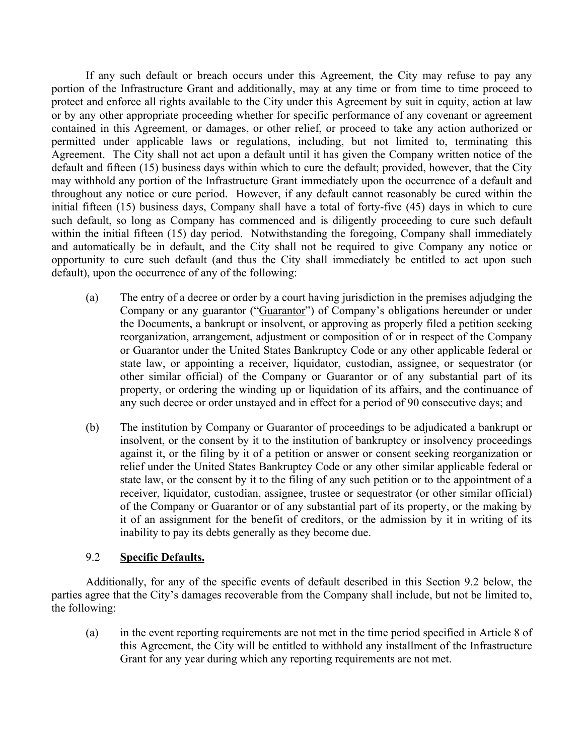If any such default or breach occurs under this Agreement, the City may refuse to pay any portion of the Infrastructure Grant and additionally, may at any time or from time to time proceed to protect and enforce all rights available to the City under this Agreement by suit in equity, action at law or by any other appropriate proceeding whether for specific performance of any covenant or agreement contained in this Agreement, or damages, or other relief, or proceed to take any action authorized or permitted under applicable laws or regulations, including, but not limited to, terminating this Agreement. The City shall not act upon a default until it has given the Company written notice of the default and fifteen (15) business days within which to cure the default; provided, however, that the City may withhold any portion of the Infrastructure Grant immediately upon the occurrence of a default and throughout any notice or cure period. However, if any default cannot reasonably be cured within the initial fifteen (15) business days, Company shall have a total of forty-five (45) days in which to cure such default, so long as Company has commenced and is diligently proceeding to cure such default within the initial fifteen (15) day period. Notwithstanding the foregoing, Company shall immediately and automatically be in default, and the City shall not be required to give Company any notice or opportunity to cure such default (and thus the City shall immediately be entitled to act upon such default), upon the occurrence of any of the following:

(a) The entry of a decree or order by a court having jurisdiction in the premises adjudging the Company or any guarantor ("Guarantor") of Company's obligations hereunder or under the Documents, a bankrupt or insolvent, or approving as properly filed a petition seeking reorganization, arrangement, adjustment or composition of or in respect of the Company or Guarantor under the United States Bankruptcy Code or any other applicable federal or state law, or appointing a receiver, liquidator, custodian, assignee, or sequestrator (or other similar official) of the Company or Guarantor or of any substantial part of its property, or ordering the winding up or liquidation of its affairs, and the continuance of any such decree or order unstayed and in effect for a period of 90 consecutive days; and

(b) The institution by Company or Guarantor of proceedings to be adjudicated a bankrupt or insolvent, or the consent by it to the institution of bankruptcy or insolvency proceedings against it, or the filing by it of a petition or answer or consent seeking reorganization or relief under the United States Bankruptcy Code or any other similar applicable federal or state law, or the consent by it to the filing of any such petition or to the appointment of a receiver, liquidator, custodian, assignee, trustee or sequestrator (or other similar official) of the Company or Guarantor or of any substantial part of its property, or the making by it of an assignment for the benefit of creditors, or the admission by it in writing of its inability to pay its debts generally as they become due.

### 9.2 **Specific Defaults.**

Additionally, for any of the specific events of default described in this Section 9.2 below, the parties agree that the City's damages recoverable from the Company shall include, but not be limited to, the following:

(a) in the event reporting requirements are not met in the time period specified in Article 8 of this Agreement, the City will be entitled to withhold any installment of the Infrastructure Grant for any year during which any reporting requirements are not met.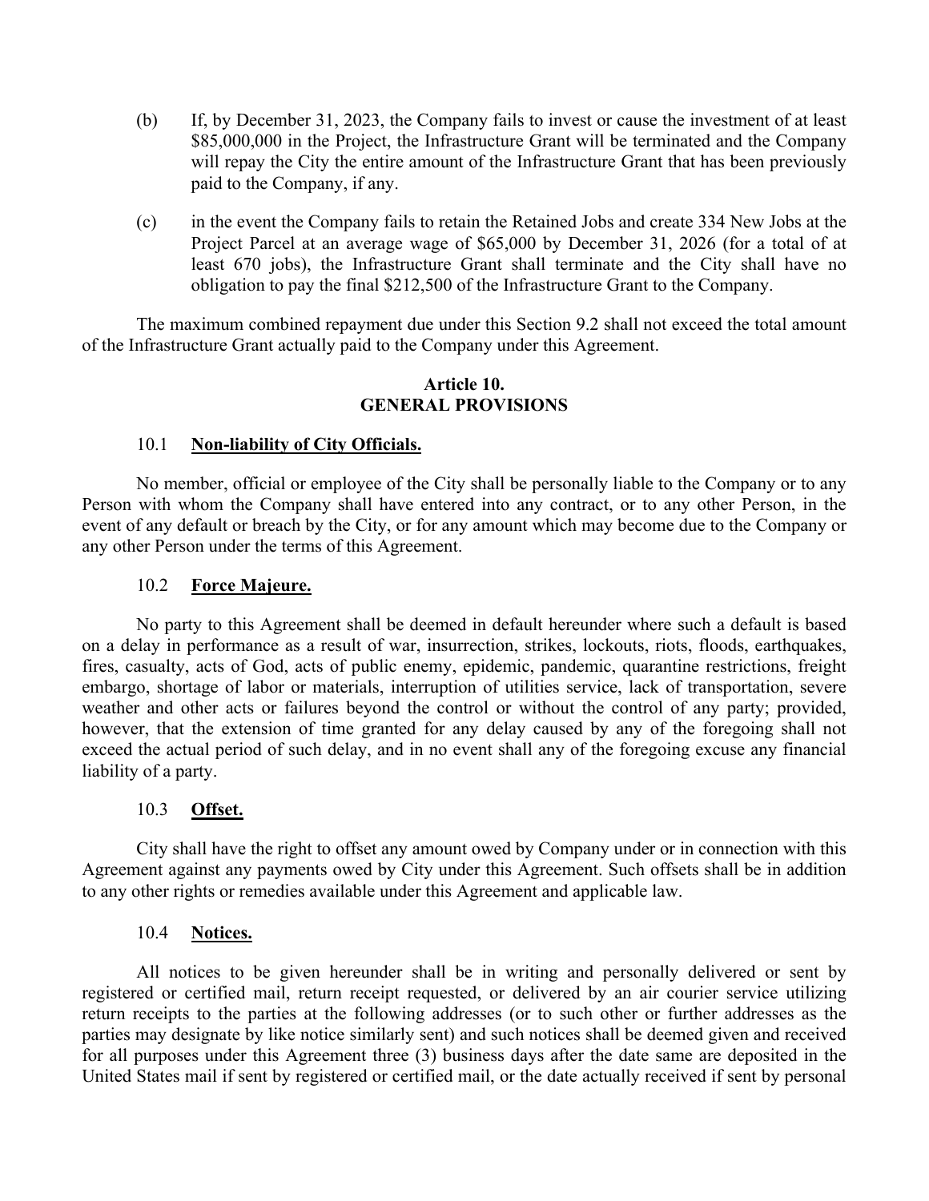(b) If, by December 31, 2023, the Company fails to invest or cause the investment of at least $85,000,000 in the Project, the Infrastructure Grant will be terminated and the Company will repay the City the entire amount of the Infrastructure Grant that has been previously paid to the Company, if any.

(c) in the event the Company fails to retain the Retained Jobs and create 334 New Jobs at the Project Parcel at an average wage of $65,000 by December 31, 2026 (for a total of at least 670 jobs), the Infrastructure Grant shall terminate and the City shall have no obligation to pay the final $212,500 of the Infrastructure Grant to the Company.

The maximum combined repayment due under this Section 9.2 shall not exceed the total amount of the Infrastructure Grant actually paid to the Company under this Agreement.

## Article 10.
## GENERAL PROVISIONS

### 10.1 Non-liability of City Officials.

No member, official or employee of the City shall be personally liable to the Company or to any Person with whom the Company shall have entered into any contract, or to any other Person, in the event of any default or breach by the City, or for any amount which may become due to the Company or any other Person under the terms of this Agreement.

### 10.2 Force Majeure.

No party to this Agreement shall be deemed in default hereunder where such a default is based on a delay in performance as a result of war, insurrection, strikes, lockouts, riots, floods, earthquakes, fires, casualty, acts of God, acts of public enemy, epidemic, pandemic, quarantine restrictions, freight embargo, shortage of labor or materials, interruption of utilities service, lack of transportation, severe weather and other acts or failures beyond the control or without the control of any party; provided, however, that the extension of time granted for any delay caused by any of the foregoing shall not exceed the actual period of such delay, and in no event shall any of the foregoing excuse any financial liability of a party.

### 10.3 Offset.

City shall have the right to offset any amount owed by Company under or in connection with this Agreement against any payments owed by City under this Agreement. Such offsets shall be in addition to any other rights or remedies available under this Agreement and applicable law.

### 10.4 Notices.

All notices to be given hereunder shall be in writing and personally delivered or sent by registered or certified mail, return receipt requested, or delivered by an air courier service utilizing return receipts to the parties at the following addresses (or to such other or further addresses as the parties may designate by like notice similarly sent) and such notices shall be deemed given and received for all purposes under this Agreement three (3) business days after the date same are deposited in the United States mail if sent by registered or certified mail, or the date actually received if sent by personal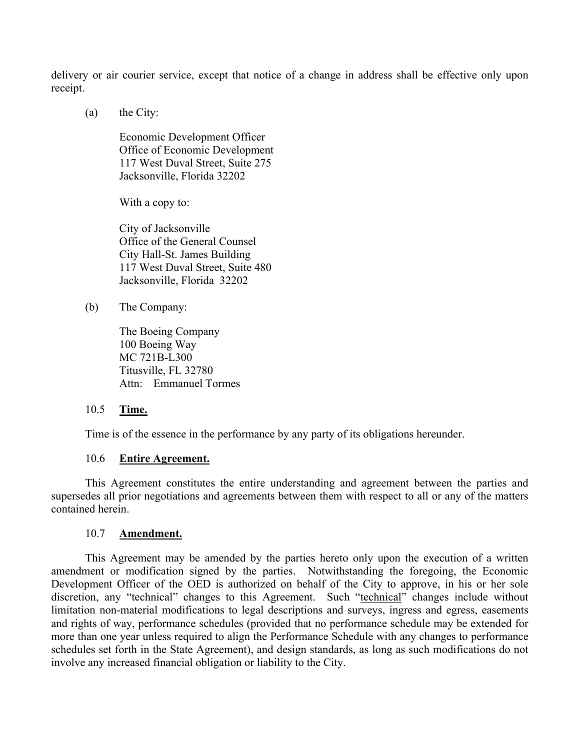delivery or air courier service, except that notice of a change in address shall be effective only upon receipt.

(a) the City:

Economic Development Officer
Office of Economic Development
117 West Duval Street, Suite 275
Jacksonville, Florida 32202

With a copy to:

City of Jacksonville
Office of the General Counsel
City Hall-St. James Building
117 West Duval Street, Suite 480
Jacksonville, Florida 32202

(b) The Company:

The Boeing Company
100 Boeing Way
MC 721B-L300
Titusville, FL 32780
Attn: Emmanuel Tormes

10.5 **Time.**

Time is of the essence in the performance by any party of its obligations hereunder.

10.6 **Entire Agreement.**

This Agreement constitutes the entire understanding and agreement between the parties and supersedes all prior negotiations and agreements between them with respect to all or any of the matters contained herein.

10.7 **Amendment.**

This Agreement may be amended by the parties hereto only upon the execution of a written amendment or modification signed by the parties. Notwithstanding the foregoing, the Economic Development Officer of the OED is authorized on behalf of the City to approve, in his or her sole discretion, any "technical" changes to this Agreement. Such "technical" changes include without limitation non-material modifications to legal descriptions and surveys, ingress and egress, easements and rights of way, performance schedules (provided that no performance schedule may be extended for more than one year unless required to align the Performance Schedule with any changes to performance schedules set forth in the State Agreement), and design standards, as long as such modifications do not involve any increased financial obligation or liability to the City.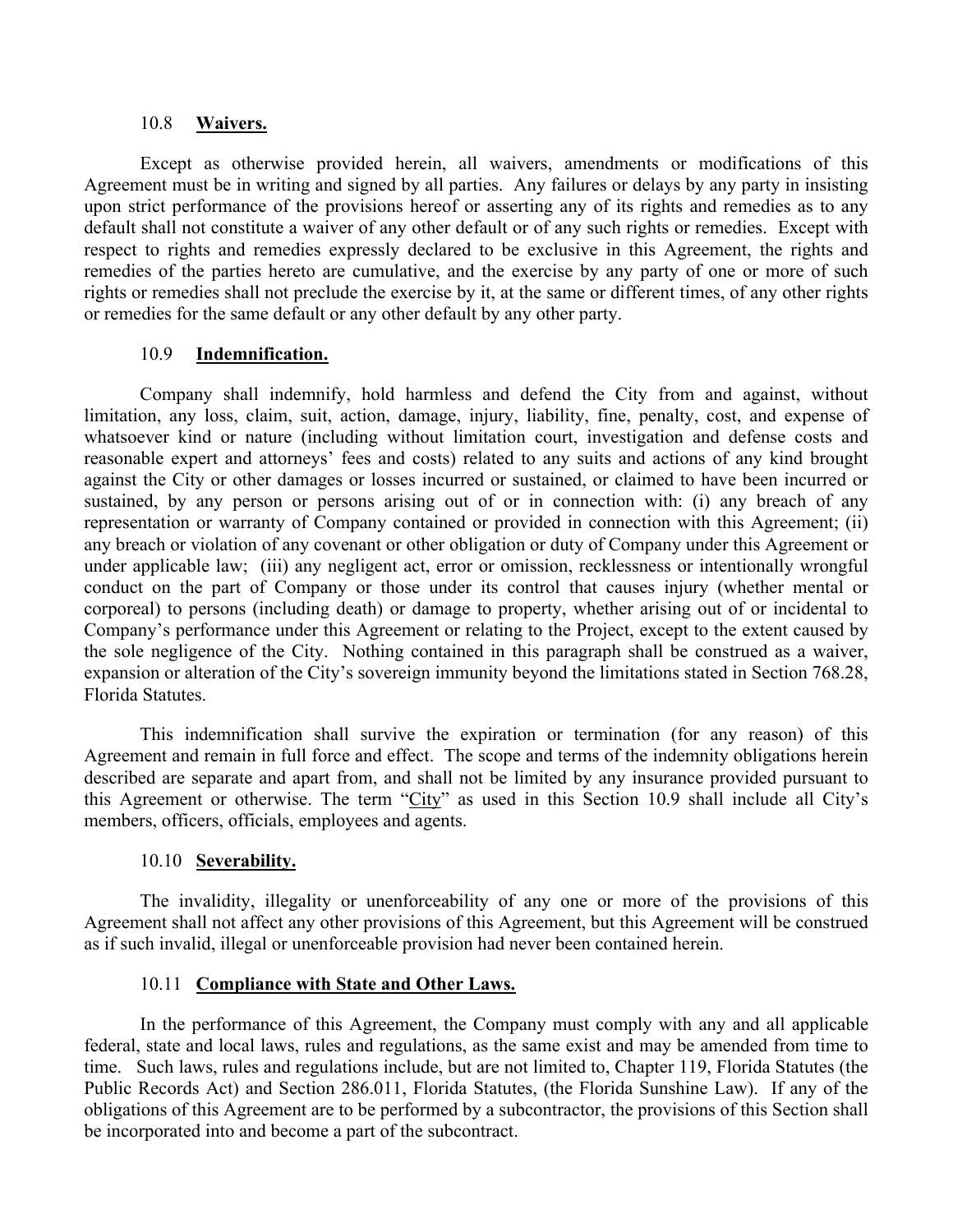### 10.8 **Waivers.**

Except as otherwise provided herein, all waivers, amendments or modifications of this Agreement must be in writing and signed by all parties. Any failures or delays by any party in insisting upon strict performance of the provisions hereof or asserting any of its rights and remedies as to any default shall not constitute a waiver of any other default or of any such rights or remedies. Except with respect to rights and remedies expressly declared to be exclusive in this Agreement, the rights and remedies of the parties hereto are cumulative, and the exercise by any party of one or more of such rights or remedies shall not preclude the exercise by it, at the same or different times, of any other rights or remedies for the same default or any other default by any other party.

### 10.9 **Indemnification.**

Company shall indemnify, hold harmless and defend the City from and against, without limitation, any loss, claim, suit, action, damage, injury, liability, fine, penalty, cost, and expense of whatsoever kind or nature (including without limitation court, investigation and defense costs and reasonable expert and attorneys' fees and costs) related to any suits and actions of any kind brought against the City or other damages or losses incurred or sustained, or claimed to have been incurred or sustained, by any person or persons arising out of or in connection with: (i) any breach of any representation or warranty of Company contained or provided in connection with this Agreement; (ii) any breach or violation of any covenant or other obligation or duty of Company under this Agreement or under applicable law; (iii) any negligent act, error or omission, recklessness or intentionally wrongful conduct on the part of Company or those under its control that causes injury (whether mental or corporeal) to persons (including death) or damage to property, whether arising out of or incidental to Company's performance under this Agreement or relating to the Project, except to the extent caused by the sole negligence of the City. Nothing contained in this paragraph shall be construed as a waiver, expansion or alteration of the City's sovereign immunity beyond the limitations stated in Section 768.28, Florida Statutes.

This indemnification shall survive the expiration or termination (for any reason) of this Agreement and remain in full force and effect. The scope and terms of the indemnity obligations herein described are separate and apart from, and shall not be limited by any insurance provided pursuant to this Agreement or otherwise. The term "City" as used in this Section 10.9 shall include all City's members, officers, officials, employees and agents.

### 10.10 **Severability.**

The invalidity, illegality or unenforceability of any one or more of the provisions of this Agreement shall not affect any other provisions of this Agreement, but this Agreement will be construed as if such invalid, illegal or unenforceable provision had never been contained herein.

### 10.11 **Compliance with State and Other Laws.**

In the performance of this Agreement, the Company must comply with any and all applicable federal, state and local laws, rules and regulations, as the same exist and may be amended from time to time. Such laws, rules and regulations include, but are not limited to, Chapter 119, Florida Statutes (the Public Records Act) and Section 286.011, Florida Statutes, (the Florida Sunshine Law). If any of the obligations of this Agreement are to be performed by a subcontractor, the provisions of this Section shall be incorporated into and become a part of the subcontract.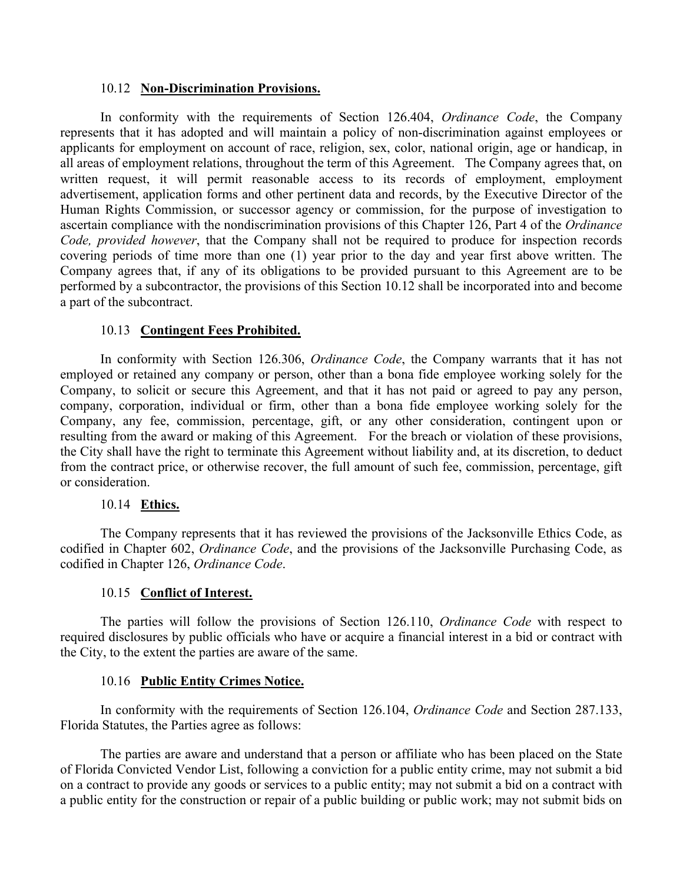10.12 **Non-Discrimination Provisions.**

In conformity with the requirements of Section 126.404, *Ordinance Code*, the Company represents that it has adopted and will maintain a policy of non-discrimination against employees or applicants for employment on account of race, religion, sex, color, national origin, age or handicap, in all areas of employment relations, throughout the term of this Agreement. The Company agrees that, on written request, it will permit reasonable access to its records of employment, employment advertisement, application forms and other pertinent data and records, by the Executive Director of the Human Rights Commission, or successor agency or commission, for the purpose of investigation to ascertain compliance with the nondiscrimination provisions of this Chapter 126, Part 4 of the *Ordinance Code, provided however*, that the Company shall not be required to produce for inspection records covering periods of time more than one (1) year prior to the day and year first above written. The Company agrees that, if any of its obligations to be provided pursuant to this Agreement are to be performed by a subcontractor, the provisions of this Section 10.12 shall be incorporated into and become a part of the subcontract.

10.13 **Contingent Fees Prohibited.**

In conformity with Section 126.306, *Ordinance Code*, the Company warrants that it has not employed or retained any company or person, other than a bona fide employee working solely for the Company, to solicit or secure this Agreement, and that it has not paid or agreed to pay any person, company, corporation, individual or firm, other than a bona fide employee working solely for the Company, any fee, commission, percentage, gift, or any other consideration, contingent upon or resulting from the award or making of this Agreement. For the breach or violation of these provisions, the City shall have the right to terminate this Agreement without liability and, at its discretion, to deduct from the contract price, or otherwise recover, the full amount of such fee, commission, percentage, gift or consideration.

10.14 **Ethics.**

The Company represents that it has reviewed the provisions of the Jacksonville Ethics Code, as codified in Chapter 602, *Ordinance Code*, and the provisions of the Jacksonville Purchasing Code, as codified in Chapter 126, *Ordinance Code*.

10.15 **Conflict of Interest.**

The parties will follow the provisions of Section 126.110, *Ordinance Code* with respect to required disclosures by public officials who have or acquire a financial interest in a bid or contract with the City, to the extent the parties are aware of the same.

10.16 **Public Entity Crimes Notice.**

In conformity with the requirements of Section 126.104, *Ordinance Code* and Section 287.133, Florida Statutes, the Parties agree as follows:

The parties are aware and understand that a person or affiliate who has been placed on the State of Florida Convicted Vendor List, following a conviction for a public entity crime, may not submit a bid on a contract to provide any goods or services to a public entity; may not submit a bid on a contract with a public entity for the construction or repair of a public building or public work; may not submit bids on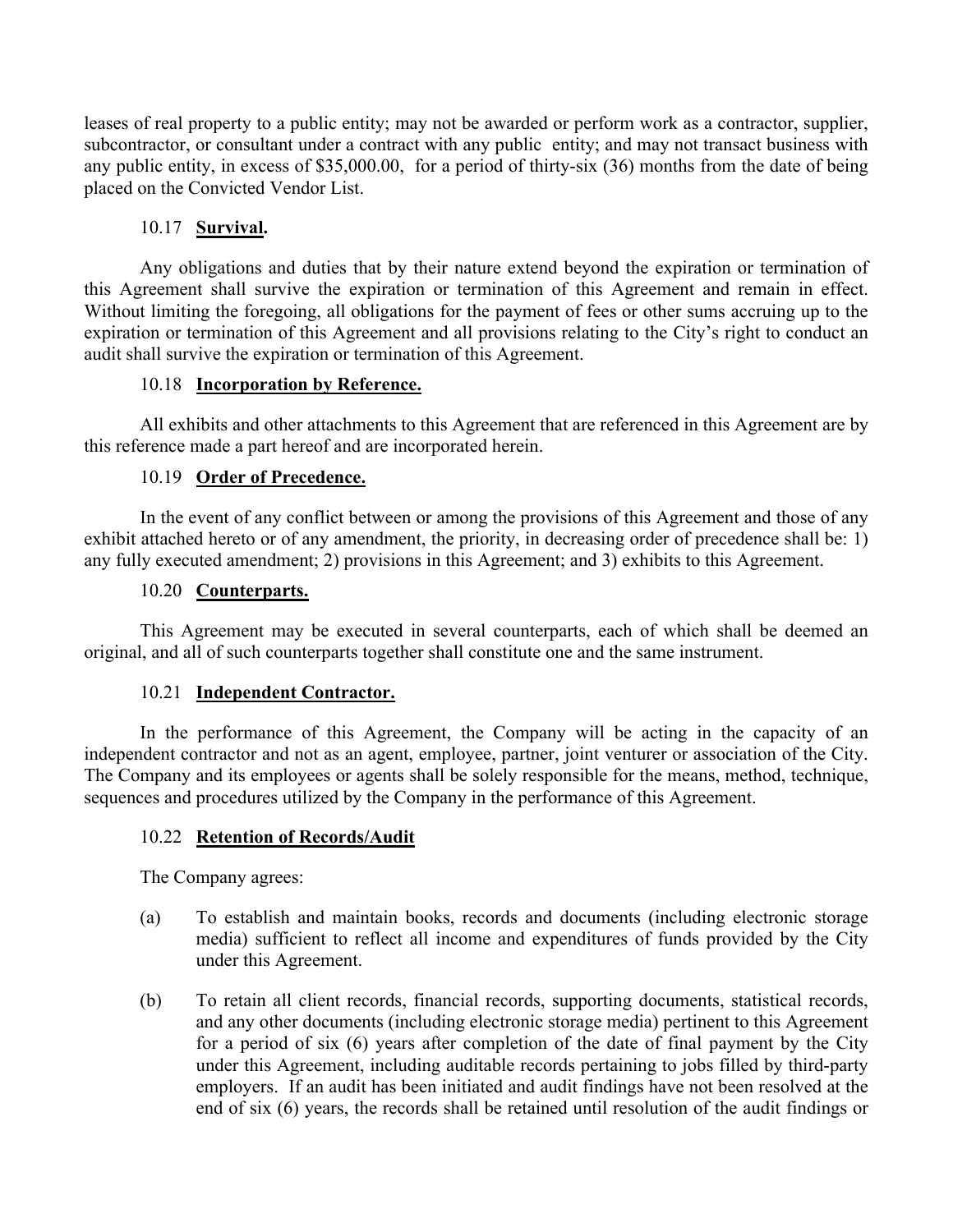leases of real property to a public entity; may not be awarded or perform work as a contractor, supplier, subcontractor, or consultant under a contract with any public entity; and may not transact business with any public entity, in excess of $35,000.00, for a period of thirty-six (36) months from the date of being placed on the Convicted Vendor List.

10.17 **Survival.**

Any obligations and duties that by their nature extend beyond the expiration or termination of this Agreement shall survive the expiration or termination of this Agreement and remain in effect. Without limiting the foregoing, all obligations for the payment of fees or other sums accruing up to the expiration or termination of this Agreement and all provisions relating to the City's right to conduct an audit shall survive the expiration or termination of this Agreement.

10.18 **Incorporation by Reference.**

All exhibits and other attachments to this Agreement that are referenced in this Agreement are by this reference made a part hereof and are incorporated herein.

10.19 **Order of Precedence.**

In the event of any conflict between or among the provisions of this Agreement and those of any exhibit attached hereto or of any amendment, the priority, in decreasing order of precedence shall be: 1) any fully executed amendment; 2) provisions in this Agreement; and 3) exhibits to this Agreement.

10.20 **Counterparts.**

This Agreement may be executed in several counterparts, each of which shall be deemed an original, and all of such counterparts together shall constitute one and the same instrument.

10.21 **Independent Contractor.**

In the performance of this Agreement, the Company will be acting in the capacity of an independent contractor and not as an agent, employee, partner, joint venturer or association of the City. The Company and its employees or agents shall be solely responsible for the means, method, technique, sequences and procedures utilized by the Company in the performance of this Agreement.

10.22 **Retention of Records/Audit**

The Company agrees:

(a) To establish and maintain books, records and documents (including electronic storage media) sufficient to reflect all income and expenditures of funds provided by the City under this Agreement.

(b) To retain all client records, financial records, supporting documents, statistical records, and any other documents (including electronic storage media) pertinent to this Agreement for a period of six (6) years after completion of the date of final payment by the City under this Agreement, including auditable records pertaining to jobs filled by third-party employers. If an audit has been initiated and audit findings have not been resolved at the end of six (6) years, the records shall be retained until resolution of the audit findings or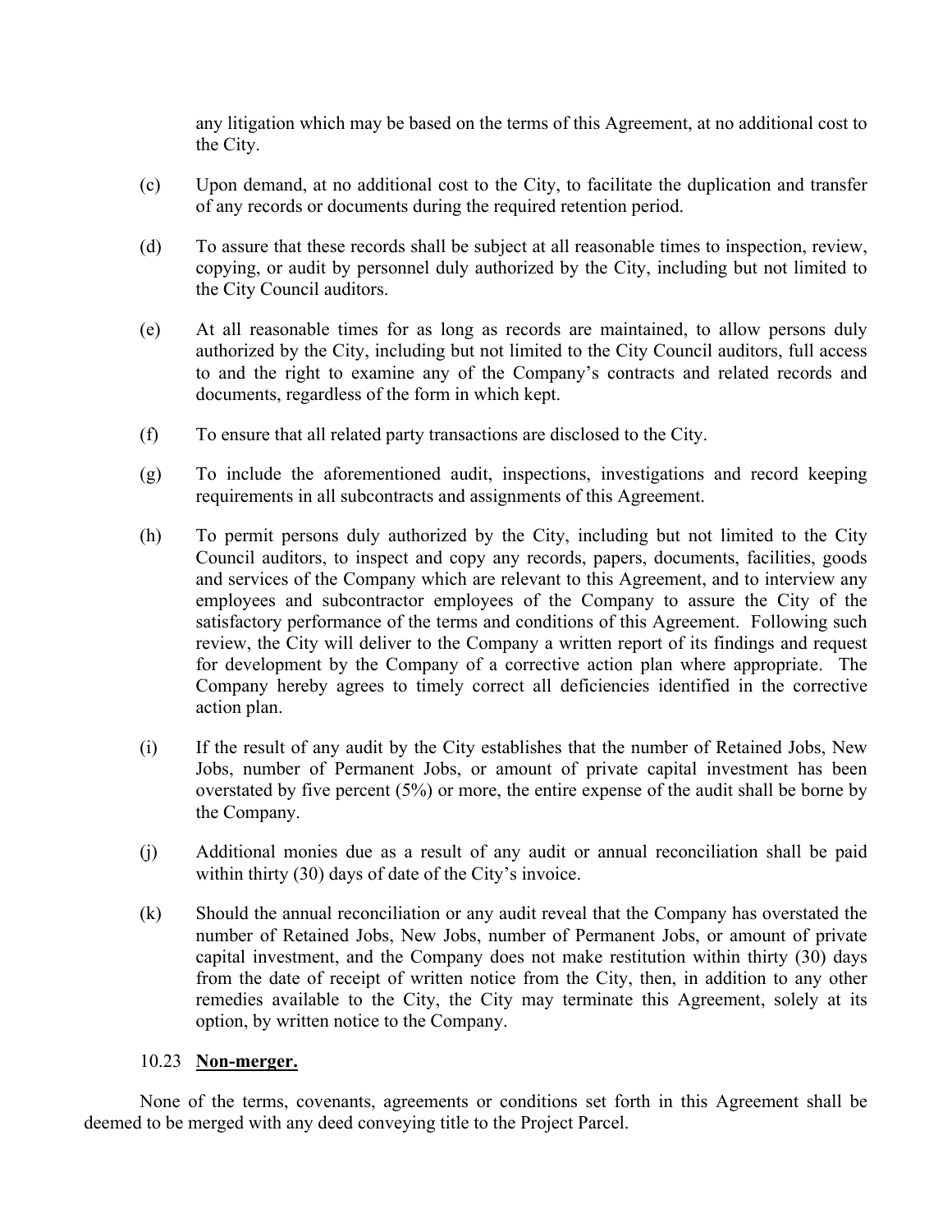any litigation which may be based on the terms of this Agreement, at no additional cost to the City.

(c) Upon demand, at no additional cost to the City, to facilitate the duplication and transfer of any records or documents during the required retention period.

(d) To assure that these records shall be subject at all reasonable times to inspection, review, copying, or audit by personnel duly authorized by the City, including but not limited to the City Council auditors.

(e) At all reasonable times for as long as records are maintained, to allow persons duly authorized by the City, including but not limited to the City Council auditors, full access to and the right to examine any of the Company's contracts and related records and documents, regardless of the form in which kept.

(f) To ensure that all related party transactions are disclosed to the City.

(g) To include the aforementioned audit, inspections, investigations and record keeping requirements in all subcontracts and assignments of this Agreement.

(h) To permit persons duly authorized by the City, including but not limited to the City Council auditors, to inspect and copy any records, papers, documents, facilities, goods and services of the Company which are relevant to this Agreement, and to interview any employees and subcontractor employees of the Company to assure the City of the satisfactory performance of the terms and conditions of this Agreement. Following such review, the City will deliver to the Company a written report of its findings and request for development by the Company of a corrective action plan where appropriate. The Company hereby agrees to timely correct all deficiencies identified in the corrective action plan.

(i) If the result of any audit by the City establishes that the number of Retained Jobs, New Jobs, number of Permanent Jobs, or amount of private capital investment has been overstated by five percent (5%) or more, the entire expense of the audit shall be borne by the Company.

(j) Additional monies due as a result of any audit or annual reconciliation shall be paid within thirty (30) days of date of the City's invoice.

(k) Should the annual reconciliation or any audit reveal that the Company has overstated the number of Retained Jobs, New Jobs, number of Permanent Jobs, or amount of private capital investment, and the Company does not make restitution within thirty (30) days from the date of receipt of written notice from the City, then, in addition to any other remedies available to the City, the City may terminate this Agreement, solely at its option, by written notice to the Company.

### 10.23 **Non-merger.**

None of the terms, covenants, agreements or conditions set forth in this Agreement shall be deemed to be merged with any deed conveying title to the Project Parcel.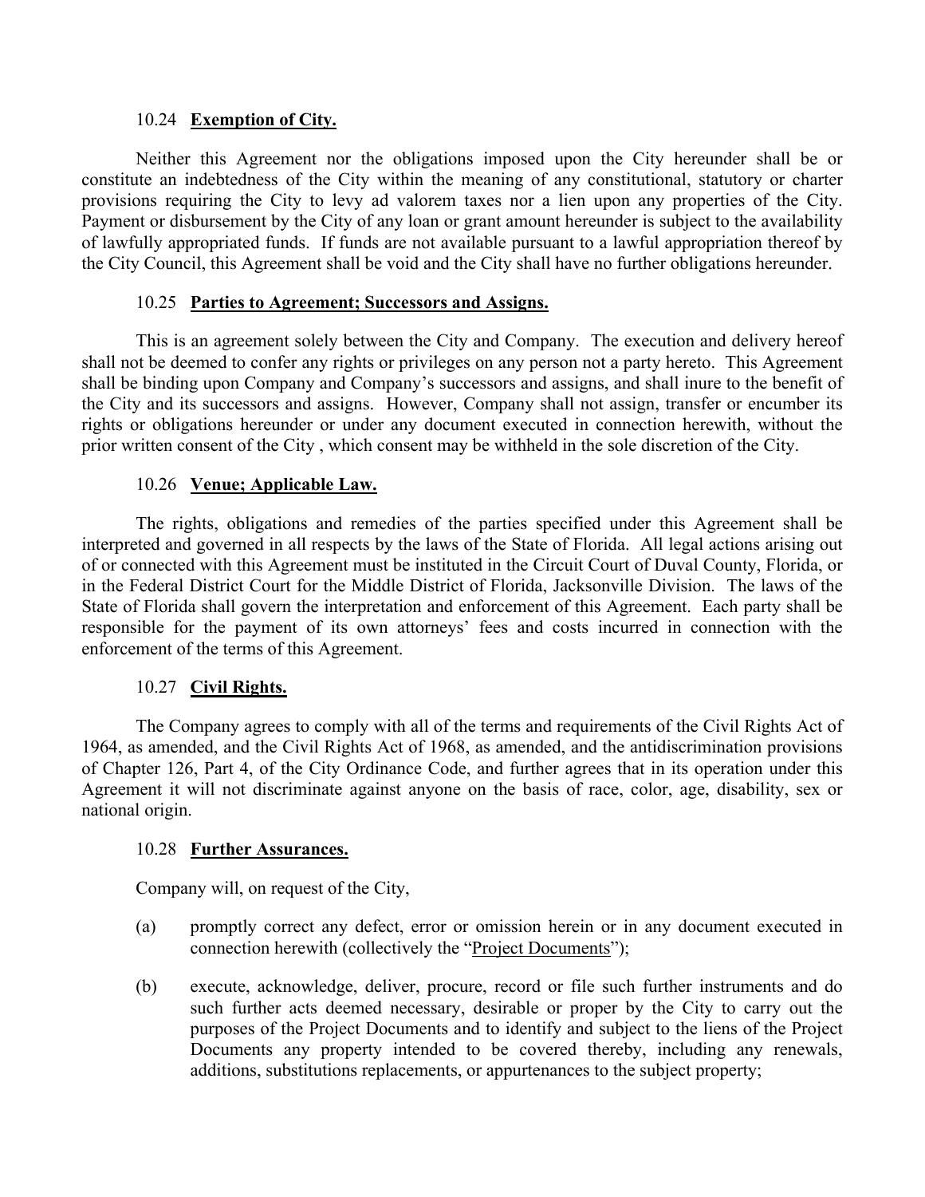### 10.24 **Exemption of City.**

Neither this Agreement nor the obligations imposed upon the City hereunder shall be or constitute an indebtedness of the City within the meaning of any constitutional, statutory or charter provisions requiring the City to levy ad valorem taxes nor a lien upon any properties of the City. Payment or disbursement by the City of any loan or grant amount hereunder is subject to the availability of lawfully appropriated funds. If funds are not available pursuant to a lawful appropriation thereof by the City Council, this Agreement shall be void and the City shall have no further obligations hereunder.

### 10.25 **Parties to Agreement; Successors and Assigns.**

This is an agreement solely between the City and Company. The execution and delivery hereof shall not be deemed to confer any rights or privileges on any person not a party hereto. This Agreement shall be binding upon Company and Company's successors and assigns, and shall inure to the benefit of the City and its successors and assigns. However, Company shall not assign, transfer or encumber its rights or obligations hereunder or under any document executed in connection herewith, without the prior written consent of the City , which consent may be withheld in the sole discretion of the City.

### 10.26 **Venue; Applicable Law.**

The rights, obligations and remedies of the parties specified under this Agreement shall be interpreted and governed in all respects by the laws of the State of Florida. All legal actions arising out of or connected with this Agreement must be instituted in the Circuit Court of Duval County, Florida, or in the Federal District Court for the Middle District of Florida, Jacksonville Division. The laws of the State of Florida shall govern the interpretation and enforcement of this Agreement. Each party shall be responsible for the payment of its own attorneys' fees and costs incurred in connection with the enforcement of the terms of this Agreement.

### 10.27 **Civil Rights.**

The Company agrees to comply with all of the terms and requirements of the Civil Rights Act of 1964, as amended, and the Civil Rights Act of 1968, as amended, and the antidiscrimination provisions of Chapter 126, Part 4, of the City Ordinance Code, and further agrees that in its operation under this Agreement it will not discriminate against anyone on the basis of race, color, age, disability, sex or national origin.

### 10.28 **Further Assurances.**

Company will, on request of the City,

(a) promptly correct any defect, error or omission herein or in any document executed in connection herewith (collectively the "Project Documents");

(b) execute, acknowledge, deliver, procure, record or file such further instruments and do such further acts deemed necessary, desirable or proper by the City to carry out the purposes of the Project Documents and to identify and subject to the liens of the Project Documents any property intended to be covered thereby, including any renewals, additions, substitutions replacements, or appurtenances to the subject property;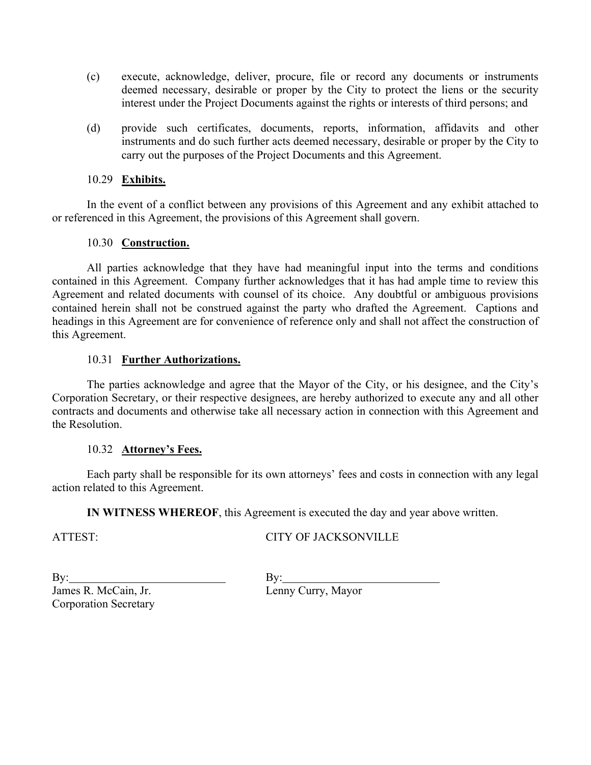(c) execute, acknowledge, deliver, procure, file or record any documents or instruments deemed necessary, desirable or proper by the City to protect the liens or the security interest under the Project Documents against the rights or interests of third persons; and

(d) provide such certificates, documents, reports, information, affidavits and other instruments and do such further acts deemed necessary, desirable or proper by the City to carry out the purposes of the Project Documents and this Agreement.

10.29 **Exhibits.**

In the event of a conflict between any provisions of this Agreement and any exhibit attached to or referenced in this Agreement, the provisions of this Agreement shall govern.

10.30 **Construction.**

All parties acknowledge that they have had meaningful input into the terms and conditions contained in this Agreement. Company further acknowledges that it has had ample time to review this Agreement and related documents with counsel of its choice. Any doubtful or ambiguous provisions contained herein shall not be construed against the party who drafted the Agreement. Captions and headings in this Agreement are for convenience of reference only and shall not affect the construction of this Agreement.

10.31 **Further Authorizations.**

The parties acknowledge and agree that the Mayor of the City, or his designee, and the City's Corporation Secretary, or their respective designees, are hereby authorized to execute any and all other contracts and documents and otherwise take all necessary action in connection with this Agreement and the Resolution.

10.32 **Attorney's Fees.**

Each party shall be responsible for its own attorneys' fees and costs in connection with any legal action related to this Agreement.

**IN WITNESS WHEREOF**, this Agreement is executed the day and year above written.

ATTEST:

By:\_\_\_\_\_\_\_\_\_\_\_\_\_\_\_\_\_\_\_\_\_\_\_\_\_\_\_\_
James R. McCain, Jr.
Corporation Secretary

CITY OF JACKSONVILLE

By:\_\_\_\_\_\_\_\_\_\_\_\_\_\_\_\_\_\_\_\_\_\_\_\_\_\_\_\_
Lenny Curry, Mayor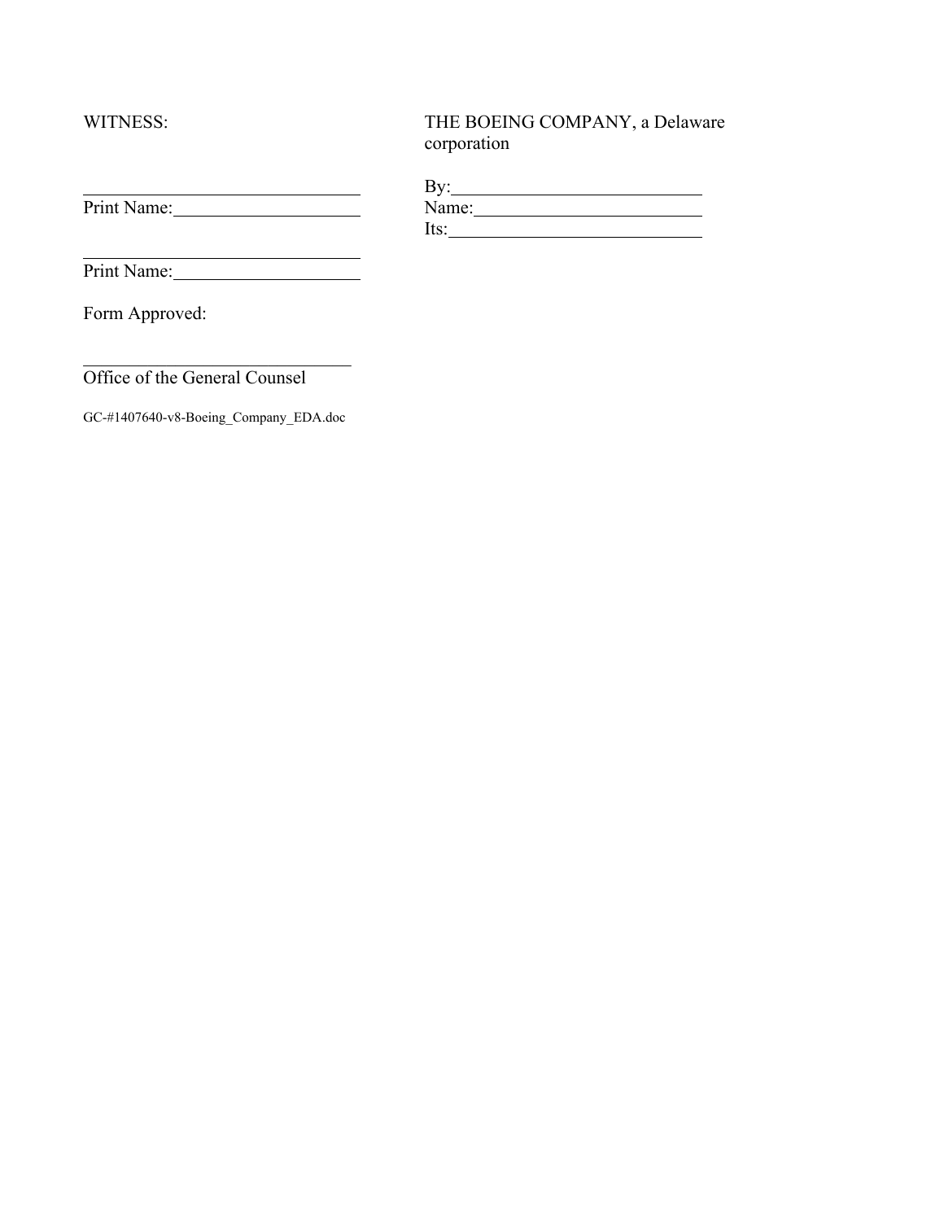WITNESS:

_______________________________
Print Name:____________________

_______________________________
Print Name:____________________

THE BOEING COMPANY, a Delaware corporation

By:____________________________
Name:__________________________
Its:___________________________

Form Approved:

_______________________________
Office of the General Counsel

GC-#1407640-v8-Boeing_Company_EDA.doc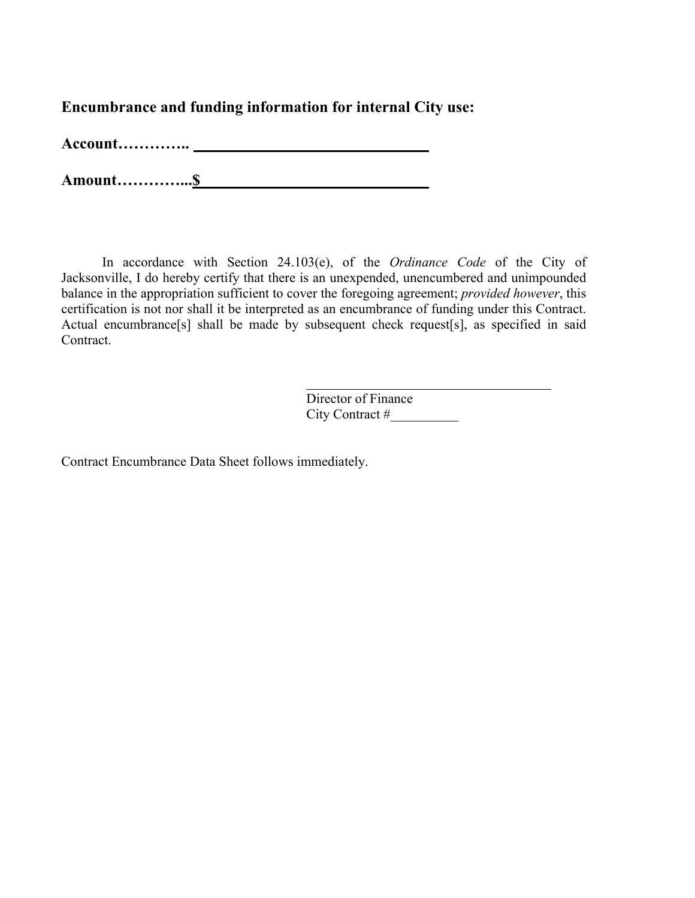**Encumbrance and funding information for internal City use:**

**Account………….. \_\_\_\_\_\_\_\_\_\_\_\_\_\_\_\_\_\_\_\_\_\_\_\_\_\_\_\_\_\_**

**Amount…………..$\_\_\_\_\_\_\_\_\_\_\_\_\_\_\_\_\_\_\_\_\_\_\_\_\_\_\_\_\_\_**

In accordance with Section 24.103(e), of the *Ordinance Code* of the City of Jacksonville, I do hereby certify that there is an unexpended, unencumbered and unimpounded balance in the appropriation sufficient to cover the foregoing agreement; *provided however*, this certification is not nor shall it be interpreted as an encumbrance of funding under this Contract. Actual encumbrance[s] shall be made by subsequent check request[s], as specified in said Contract.

\_\_\_\_\_\_\_\_\_\_\_\_\_\_\_\_\_\_\_\_\_\_\_\_\_\_\_\_\_\_\_\_\_\_\_\_\_\_
Director of Finance
City Contract #\_\_\_\_\_\_\_\_\_\_

Contract Encumbrance Data Sheet follows immediately.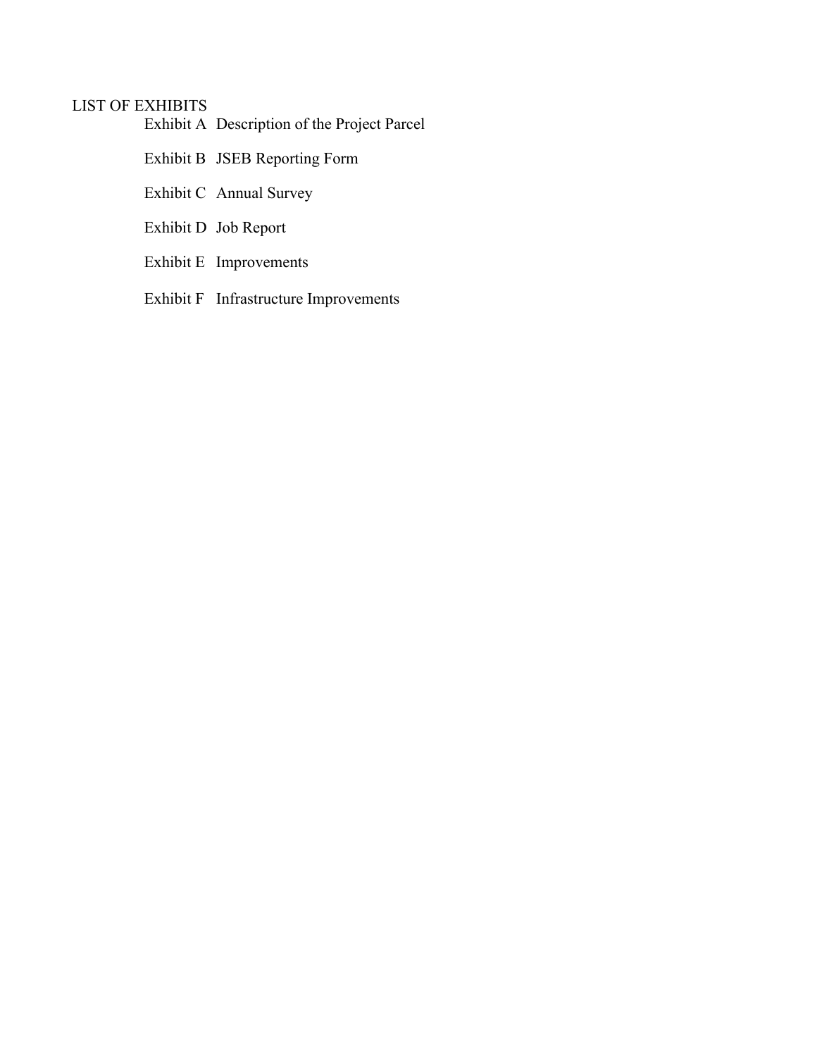LIST OF EXHIBITS

Exhibit A Description of the Project Parcel

Exhibit B JSEB Reporting Form

Exhibit C Annual Survey

Exhibit D Job Report

Exhibit E Improvements

Exhibit F Infrastructure Improvements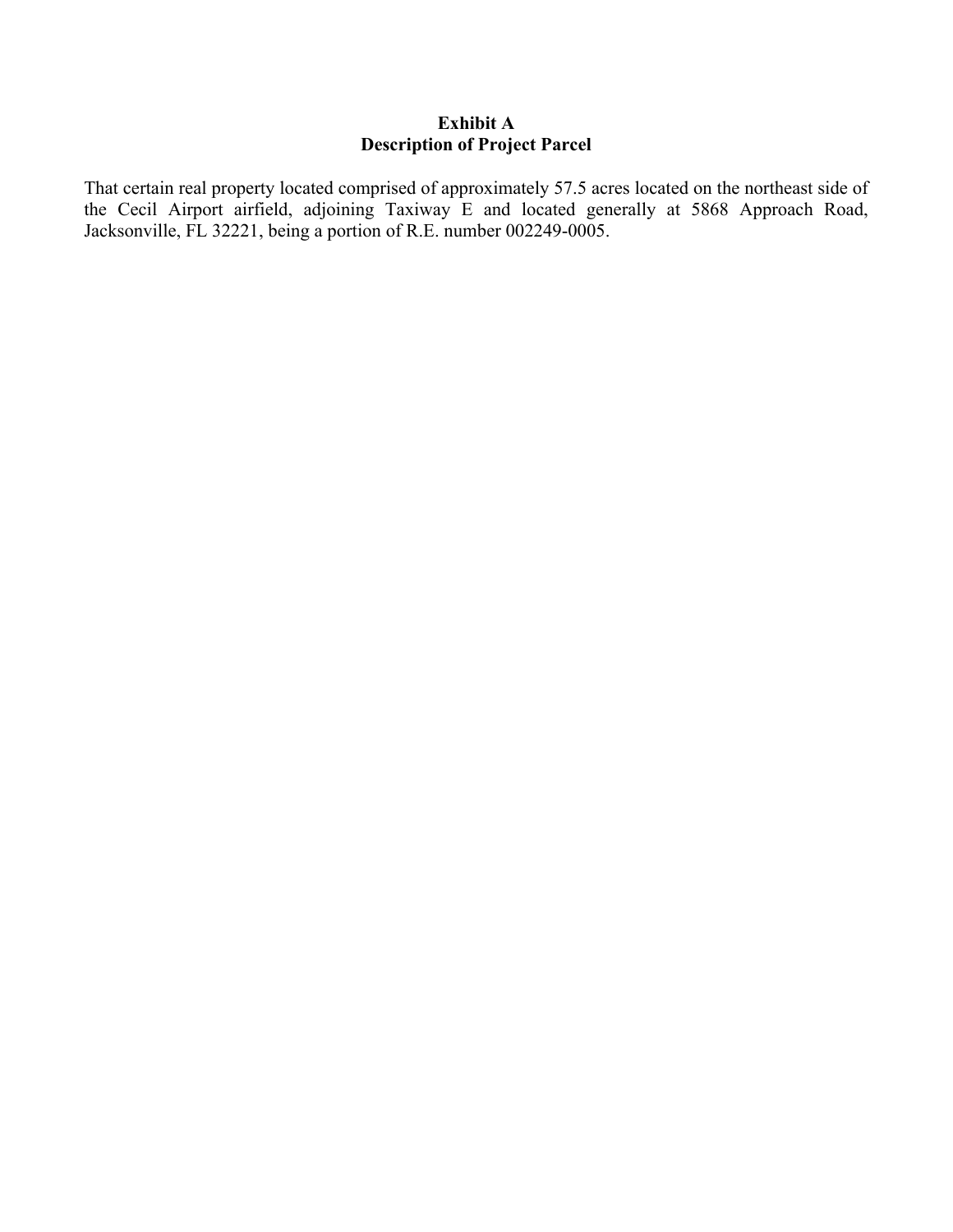# Exhibit A
## Description of Project Parcel

That certain real property located comprised of approximately 57.5 acres located on the northeast side of the Cecil Airport airfield, adjoining Taxiway E and located generally at 5868 Approach Road, Jacksonville, FL 32221, being a portion of R.E. number 002249-0005.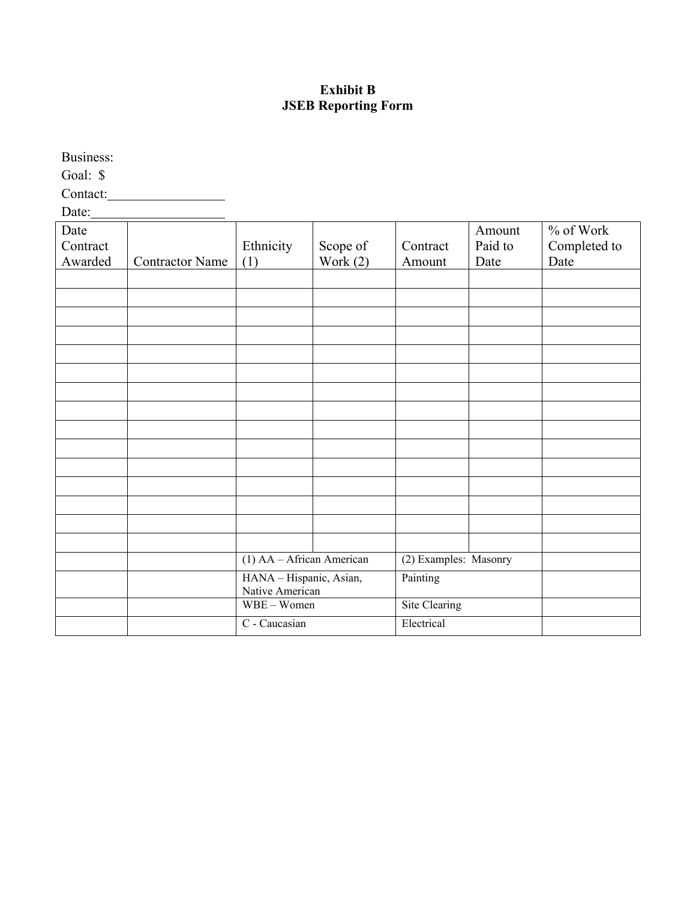**Exhibit B**
**JSEB Reporting Form**

Business:

Goal: $

Contact:_________________

Date:___________________

| Date Contract Awarded | Contractor Name | Ethnicity (1) | Scope of Work (2) | Contract Amount | Amount Paid to Date | % of Work Completed to Date |
|---|---|---|---|---|---|---|
| | | | | | | |
| | | | | | | |
| | | | | | | |
| | | | | | | |
| | | | | | | |
| | | | | | | |
| | | | | | | |
| | | | | | | |
| | | | | | | |
| | | | | | | |
| | | | | | | |
| | | | | | | |
| | | | | | | |
| | | | | | | |
| | | | | | | |
| | | (1) AA – African American | | (2) Examples: Masonry | | |
| | | HANA – Hispanic, Asian, Native American | | Painting | | |
| | | WBE – Women | | Site Clearing | | |
| | | C - Caucasian | | Electrical | | |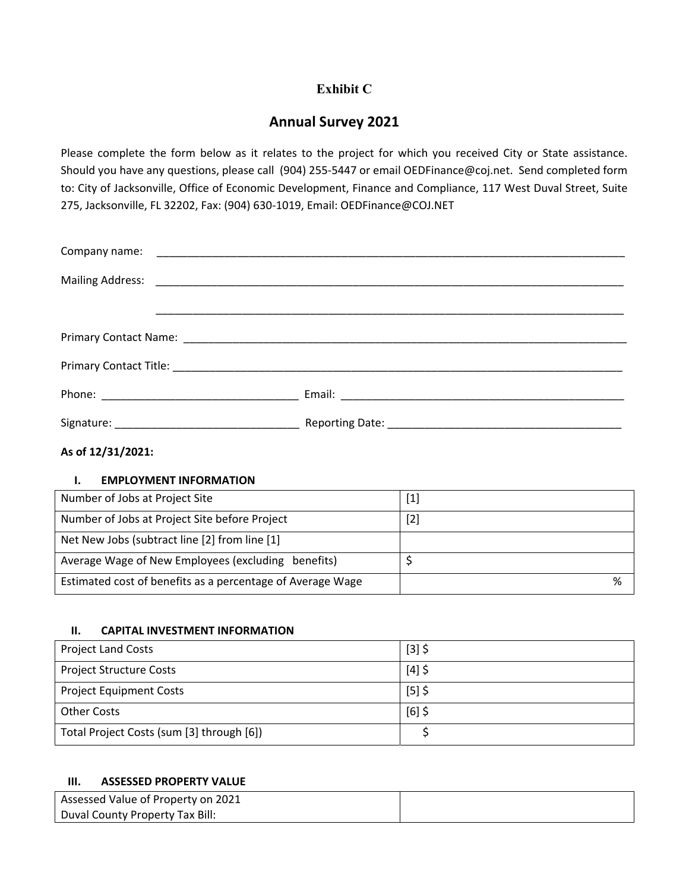**Exhibit C**

# Annual Survey 2021

Please complete the form below as it relates to the project for which you received City or State assistance. Should you have any questions, please call (904) 255-5447 or email OEDFinance@coj.net. Send completed form to: City of Jacksonville, Office of Economic Development, Finance and Compliance, 117 West Duval Street, Suite 275, Jacksonville, FL 32202, Fax: (904) 630-1019, Email: OEDFinance@COJ.NET

Company name: ______________________________________________________________________________

Mailing Address: ______________________________________________________________________________

______________________________________________________________________________

Primary Contact Name: ______________________________________________________________________________

Primary Contact Title: ______________________________________________________________________________

Phone: ________________________________ Email: ______________________________________________

Signature: ______________________________ Reporting Date: ______________________________________

**As of 12/31/2021:**

**I. EMPLOYMENT INFORMATION**

| | |
|---|---|
| Number of Jobs at Project Site | [1] |
| Number of Jobs at Project Site before Project | [2] |
| Net New Jobs (subtract line [2] from line [1] | |
| Average Wage of New Employees (excluding benefits) | $ |
| Estimated cost of benefits as a percentage of Average Wage | % |

**II. CAPITAL INVESTMENT INFORMATION**

| | |
|---|---|
| Project Land Costs | [3] $ |
| Project Structure Costs | [4] $ |
| Project Equipment Costs | [5] $ |
| Other Costs | [6] $ |
| Total Project Costs (sum [3] through [6]) | $ |

**III. ASSESSED PROPERTY VALUE**

| | |
|---|---|
| Assessed Value of Property on 2021 Duval County Property Tax Bill: | |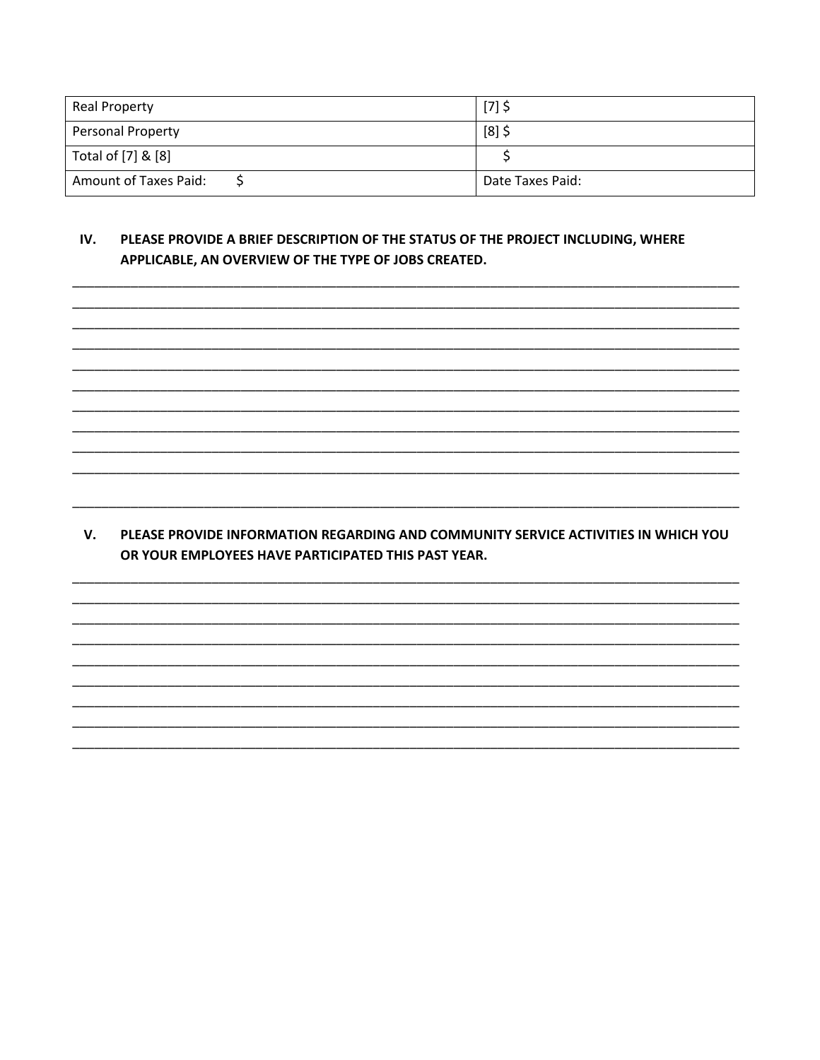| Real Property | [7] $ |
|---|---|
| Personal Property | [8] $ |
| Total of [7] & [8] | $ |
| Amount of Taxes Paid: $ | Date Taxes Paid: |

**IV. PLEASE PROVIDE A BRIEF DESCRIPTION OF THE STATUS OF THE PROJECT INCLUDING, WHERE APPLICABLE, AN OVERVIEW OF THE TYPE OF JOBS CREATED.**

_______________________________________________________________________________________

_______________________________________________________________________________________

_______________________________________________________________________________________

_______________________________________________________________________________________

_______________________________________________________________________________________

_______________________________________________________________________________________

_______________________________________________________________________________________

_______________________________________________________________________________________

_______________________________________________________________________________________

_______________________________________________________________________________________

_______________________________________________________________________________________

**V. PLEASE PROVIDE INFORMATION REGARDING AND COMMUNITY SERVICE ACTIVITIES IN WHICH YOU OR YOUR EMPLOYEES HAVE PARTICIPATED THIS PAST YEAR.**

_______________________________________________________________________________________

_______________________________________________________________________________________

_______________________________________________________________________________________

_______________________________________________________________________________________

_______________________________________________________________________________________

_______________________________________________________________________________________

_______________________________________________________________________________________

_______________________________________________________________________________________

_______________________________________________________________________________________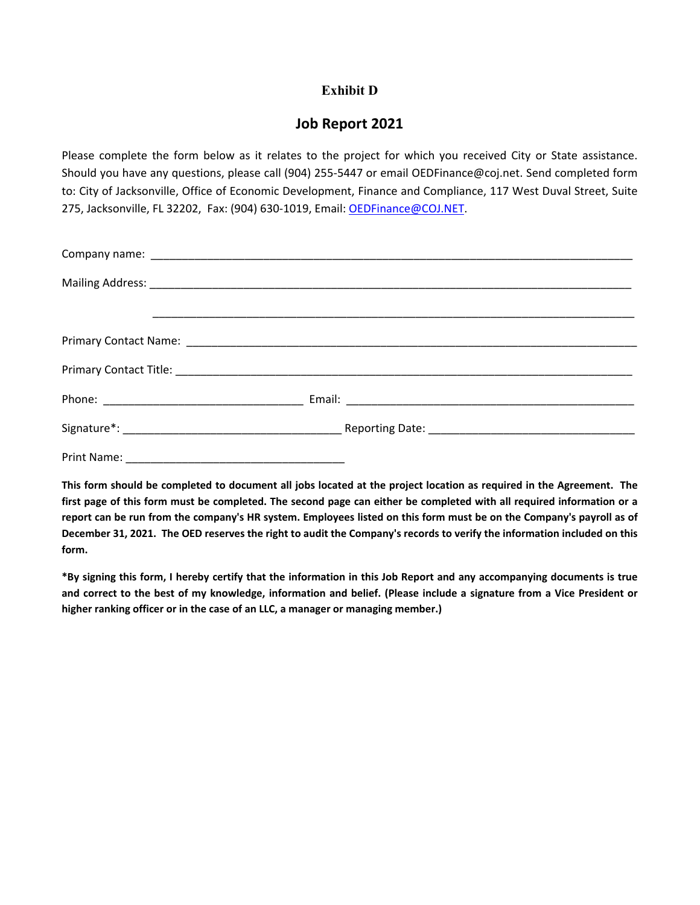# Exhibit D

## Job Report 2021

Please complete the form below as it relates to the project for which you received City or State assistance. Should you have any questions, please call (904) 255-5447 or email OEDFinance@coj.net. Send completed form to: City of Jacksonville, Office of Economic Development, Finance and Compliance, 117 West Duval Street, Suite 275, Jacksonville, FL 32202, Fax: (904) 630-1019, Email: OEDFinance@COJ.NET.

Company name: ______________________________________________________________________________

Mailing Address: ____________________________________________________________________________

______________________________________________________________________________

Primary Contact Name: _______________________________________________________________________

Primary Contact Title: ________________________________________________________________________

Phone: _________________________________ Email: ________________________________________________

Signature*: ___________________________________ Reporting Date: _________________________________

Print Name: ___________________________________

**This form should be completed to document all jobs located at the project location as required in the Agreement. The first page of this form must be completed. The second page can either be completed with all required information or a report can be run from the company's HR system. Employees listed on this form must be on the Company's payroll as of December 31, 2021. The OED reserves the right to audit the Company's records to verify the information included on this form.**

***By signing this form, I hereby certify that the information in this Job Report and any accompanying documents is true and correct to the best of my knowledge, information and belief. (Please include a signature from a Vice President or higher ranking officer or in the case of an LLC, a manager or managing member.)**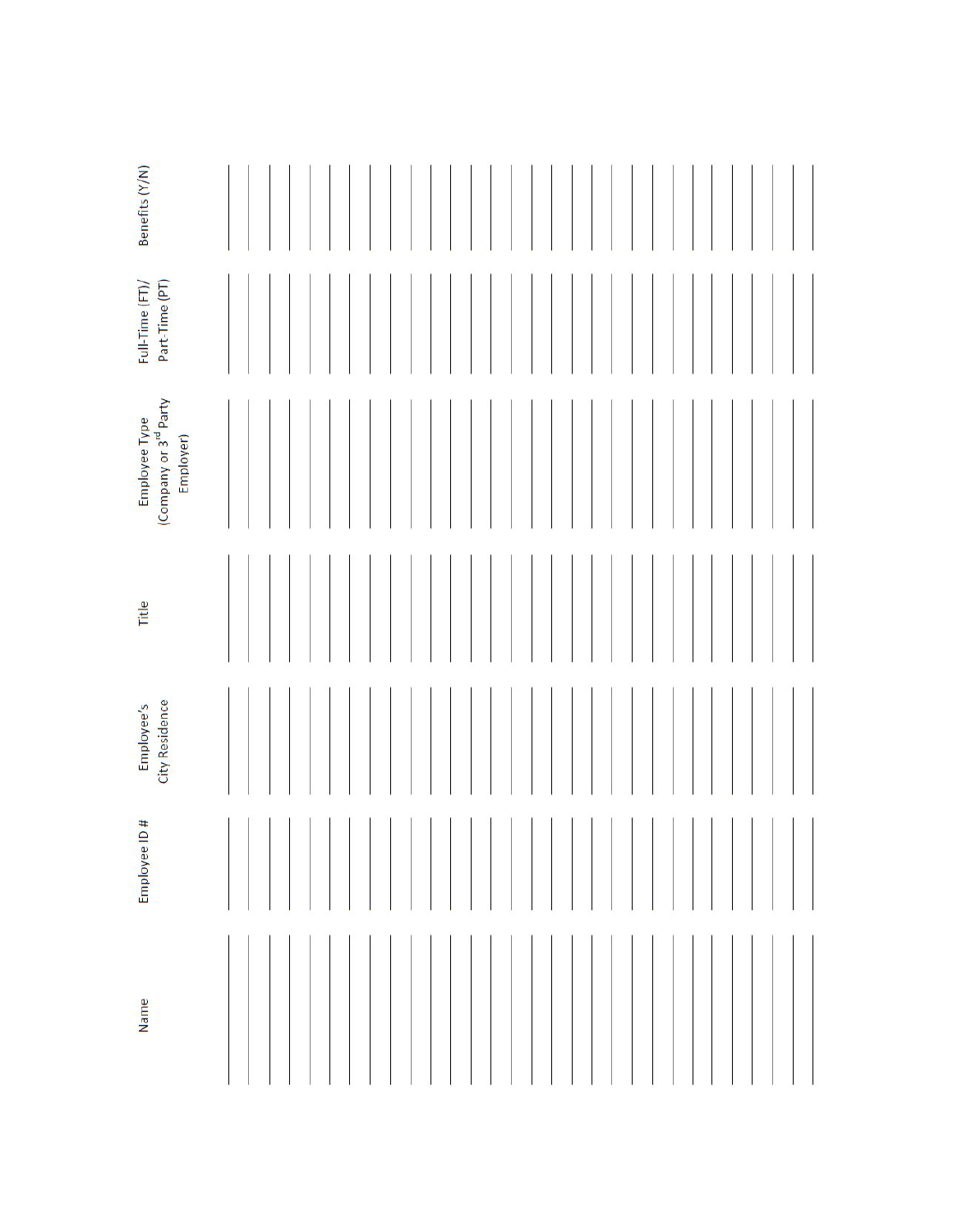| Name | Employee ID # | Employee's City Residence | Title | Employee Type (Company or 3rd Party Employer) | Full-Time (FT)/ Part-Time (PT) | Benefits (Y/N) |
|---|---|---|---|---|---|---|
| | | | | | | |
| | | | | | | |
| | | | | | | |
| | | | | | | |
| | | | | | | |
| | | | | | | |
| | | | | | | |
| | | | | | | |
| | | | | | | |
| | | | | | | |
| | | | | | | |
| | | | | | | |
| | | | | | | |
| | | | | | | |
| | | | | | | |
| | | | | | | |
| | | | | | | |
| | | | | | | |
| | | | | | | |
| | | | | | | |
| | | | | | | |
| | | | | | | |
| | | | | | | |
| | | | | | | |
| | | | | | | |
| | | | | | | |
| | | | | | | |
| | | | | | | |
| | | | | | | |
| | | | | | | |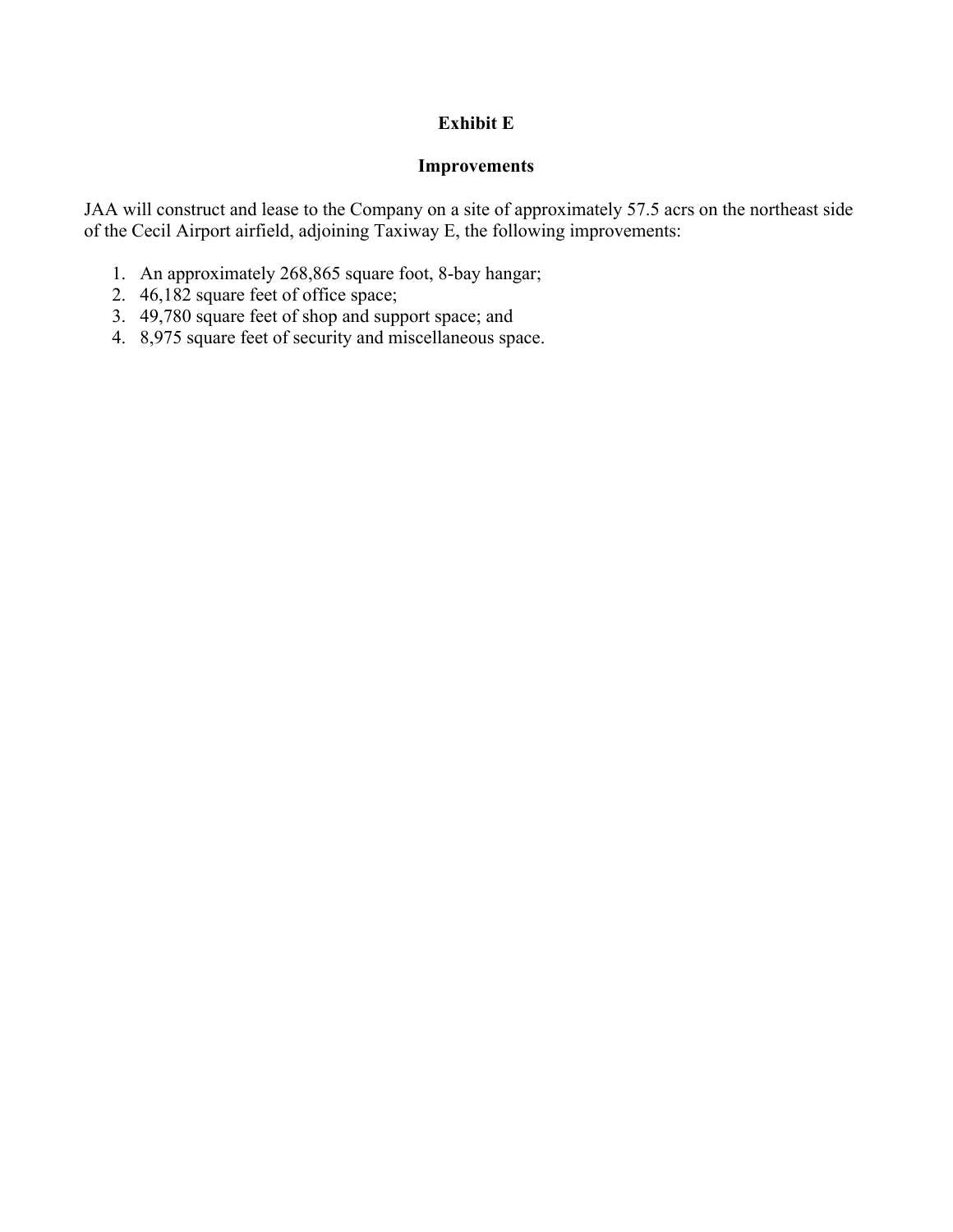## Exhibit E

## Improvements

JAA will construct and lease to the Company on a site of approximately 57.5 acrs on the northeast side of the Cecil Airport airfield, adjoining Taxiway E, the following improvements:

1. An approximately 268,865 square foot, 8-bay hangar;
2. 46,182 square feet of office space;
3. 49,780 square feet of shop and support space; and
4. 8,975 square feet of security and miscellaneous space.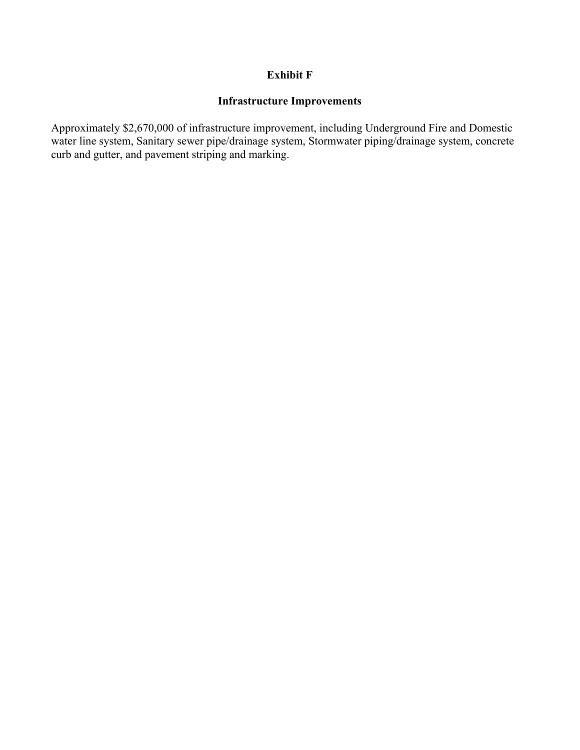# Exhibit F

## Infrastructure Improvements

Approximately $2,670,000 of infrastructure improvement, including Underground Fire and Domestic water line system, Sanitary sewer pipe/drainage system, Stormwater piping/drainage system, concrete curb and gutter, and pavement striping and marking.